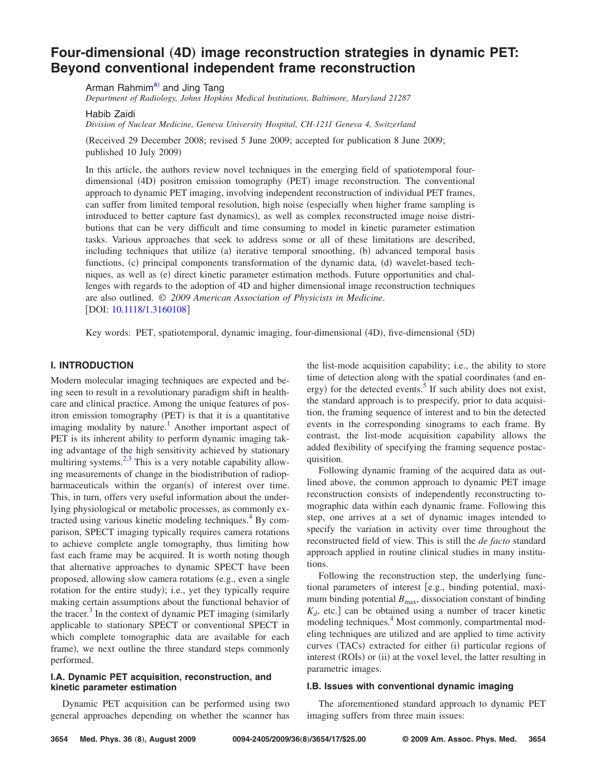# Four-dimensional (4D) image reconstruction strategies in dynamic PET: Beyond conventional independent frame reconstruction

Arman Rahmim[a)] and Jing Tang

*Department of Radiology, Johns Hopkins Medical Institutions, Baltimore, Maryland 21287*

Habib Zaidi

*Division of Nuclear Medicine, Geneva University Hospital, CH-1211 Geneva 4, Switzerland*

(Received 29 December 2008; revised 5 June 2009; accepted for publication 8 June 2009; published 10 July 2009)

In this article, the authors review novel techniques in the emerging field of spatiotemporal four-dimensional (4D) positron emission tomography (PET) image reconstruction. The conventional approach to dynamic PET imaging, involving independent reconstruction of individual PET frames, can suffer from limited temporal resolution, high noise (especially when higher frame sampling is introduced to better capture fast dynamics), as well as complex reconstructed image noise distributions that can be very difficult and time consuming to model in kinetic parameter estimation tasks. Various approaches that seek to address some or all of these limitations are described, including techniques that utilize (a) iterative temporal smoothing, (b) advanced temporal basis functions, (c) principal components transformation of the dynamic data, (d) wavelet-based techniques, as well as (e) direct kinetic parameter estimation methods. Future opportunities and challenges with regards to the adoption of 4D and higher dimensional image reconstruction techniques are also outlined. © *2009 American Association of Physicists in Medicine*. [DOI: 10.1118/1.3160108]

Key words: PET, spatiotemporal, dynamic imaging, four-dimensional (4D), five-dimensional (5D)

## I. INTRODUCTION

Modern molecular imaging techniques are expected and being seen to result in a revolutionary paradigm shift in healthcare and clinical practice. Among the unique features of positron emission tomography (PET) is that it is a quantitative imaging modality by nature.[1] Another important aspect of PET is its inherent ability to perform dynamic imaging taking advantage of the high sensitivity achieved by stationary multiring systems.[2,3] This is a very notable capability allowing measurements of change in the biodistribution of radiopharmaceuticals within the organ(s) of interest over time. This, in turn, offers very useful information about the underlying physiological or metabolic processes, as commonly extracted using various kinetic modeling techniques.[4] By comparison, SPECT imaging typically requires camera rotations to achieve complete angle tomography, thus limiting how fast each frame may be acquired. It is worth noting though that alternative approaches to dynamic SPECT have been proposed, allowing slow camera rotations (e.g., even a single rotation for the entire study); i.e., yet they typically require making certain assumptions about the functional behavior of the tracer.[3] In the context of dynamic PET imaging (similarly applicable to stationary SPECT or conventional SPECT in which complete tomographic data are available for each frame), we next outline the three standard steps commonly performed.

### I.A. Dynamic PET acquisition, reconstruction, and kinetic parameter estimation

Dynamic PET acquisition can be performed using two general approaches depending on whether the scanner has the list-mode acquisition capability; i.e., the ability to store time of detection along with the spatial coordinates (and energy) for the detected events.[5] If such ability does not exist, the standard approach is to prespecify, prior to data acquisition, the framing sequence of interest and to bin the detected events in the corresponding sinograms to each frame. By contrast, the list-mode acquisition capability allows the added flexibility of specifying the framing sequence postacquisition.

Following dynamic framing of the acquired data as outlined above, the common approach to dynamic PET image reconstruction consists of independently reconstructing tomographic data within each dynamic frame. Following this step, one arrives at a set of dynamic images intended to specify the variation in activity over time throughout the reconstructed field of view. This is still the *de facto* standard approach applied in routine clinical studies in many institutions.

Following the reconstruction step, the underlying functional parameters of interest [e.g., binding potential, maximum binding potential $B_{\max}$, dissociation constant of binding $K_d$, etc.] can be obtained using a number of tracer kinetic modeling techniques.[4] Most commonly, compartmental modeling techniques are utilized and are applied to time activity curves (TACs) extracted for either (i) particular regions of interest (ROIs) or (ii) at the voxel level, the latter resulting in parametric images.

### I.B. Issues with conventional dynamic imaging

The aforementioned standard approach to dynamic PET imaging suffers from three main issues: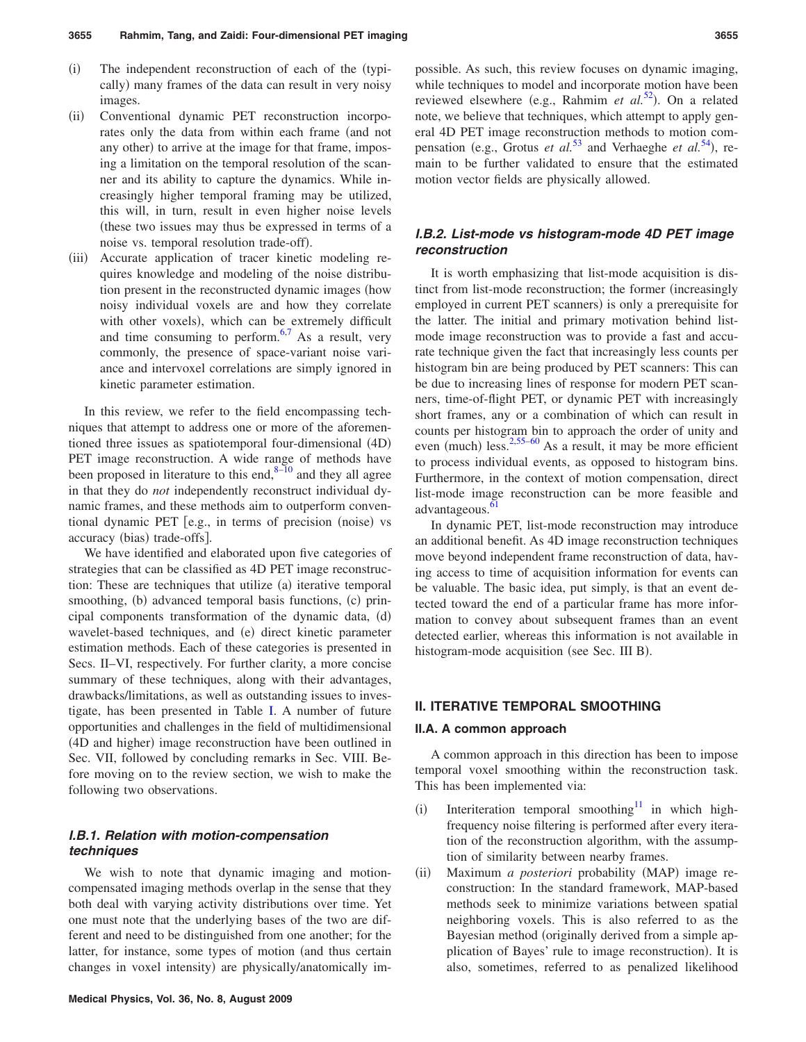(i) The independent reconstruction of each of the (typically) many frames of the data can result in very noisy images.

(ii) Conventional dynamic PET reconstruction incorporates only the data from within each frame (and not any other) to arrive at the image for that frame, imposing a limitation on the temporal resolution of the scanner and its ability to capture the dynamics. While increasingly higher temporal framing may be utilized, this will, in turn, result in even higher noise levels (these two issues may thus be expressed in terms of a noise vs. temporal resolution trade-off).

(iii) Accurate application of tracer kinetic modeling requires knowledge and modeling of the noise distribution present in the reconstructed dynamic images (how noisy individual voxels are and how they correlate with other voxels), which can be extremely difficult and time consuming to perform.[6,7] As a result, very commonly, the presence of space-variant noise variance and intervoxel correlations are simply ignored in kinetic parameter estimation.

In this review, we refer to the field encompassing techniques that attempt to address one or more of the aforementioned three issues as spatiotemporal four-dimensional (4D) PET image reconstruction. A wide range of methods have been proposed in literature to this end,[8–10] and they all agree in that they do *not* independently reconstruct individual dynamic frames, and these methods aim to outperform conventional dynamic PET [e.g., in terms of precision (noise) vs accuracy (bias) trade-offs].

We have identified and elaborated upon five categories of strategies that can be classified as 4D PET image reconstruction: These are techniques that utilize (a) iterative temporal smoothing, (b) advanced temporal basis functions, (c) principal components transformation of the dynamic data, (d) wavelet-based techniques, and (e) direct kinetic parameter estimation methods. Each of these categories is presented in Secs. II–VI, respectively. For further clarity, a more concise summary of these techniques, along with their advantages, drawbacks/limitations, as well as outstanding issues to investigate, has been presented in Table I. A number of future opportunities and challenges in the field of multidimensional (4D and higher) image reconstruction have been outlined in Sec. VII, followed by concluding remarks in Sec. VIII. Before moving on to the review section, we wish to make the following two observations.

### I.B.1. Relation with motion-compensation techniques

We wish to note that dynamic imaging and motion-compensated imaging methods overlap in the sense that they both deal with varying activity distributions over time. Yet one must note that the underlying bases of the two are different and need to be distinguished from one another; for the latter, for instance, some types of motion (and thus certain changes in voxel intensity) are physically/anatomically impossible. As such, this review focuses on dynamic imaging, while techniques to model and incorporate motion have been reviewed elsewhere (e.g., Rahmim *et al.*[52]). On a related note, we believe that techniques, which attempt to apply general 4D PET image reconstruction methods to motion compensation (e.g., Grotus *et al.*[53] and Verhaeghe *et al.*[54]), remain to be further validated to ensure that the estimated motion vector fields are physically allowed.

### I.B.2. List-mode vs histogram-mode 4D PET image reconstruction

It is worth emphasizing that list-mode acquisition is distinct from list-mode reconstruction; the former (increasingly employed in current PET scanners) is only a prerequisite for the latter. The initial and primary motivation behind list-mode image reconstruction was to provide a fast and accurate technique given the fact that increasingly less counts per histogram bin are being produced by PET scanners: This can be due to increasing lines of response for modern PET scanners, time-of-flight PET, or dynamic PET with increasingly short frames, any or a combination of which can result in counts per histogram bin to approach the order of unity and even (much) less.[2,55–60] As a result, it may be more efficient to process individual events, as opposed to histogram bins. Furthermore, in the context of motion compensation, direct list-mode image reconstruction can be more feasible and advantageous.[61]

In dynamic PET, list-mode reconstruction may introduce an additional benefit. As 4D image reconstruction techniques move beyond independent frame reconstruction of data, having access to time of acquisition information for events can be valuable. The basic idea, put simply, is that an event detected toward the end of a particular frame has more information to convey about subsequent frames than an event detected earlier, whereas this information is not available in histogram-mode acquisition (see Sec. III B).

## II. ITERATIVE TEMPORAL SMOOTHING

### II.A. A common approach

A common approach in this direction has been to impose temporal voxel smoothing within the reconstruction task. This has been implemented via:

(i) Interiteration temporal smoothing[11] in which high-frequency noise filtering is performed after every iteration of the reconstruction algorithm, with the assumption of similarity between nearby frames.

(ii) Maximum *a posteriori* probability (MAP) image reconstruction: In the standard framework, MAP-based methods seek to minimize variations between spatial neighboring voxels. This is also referred to as the Bayesian method (originally derived from a simple application of Bayes' rule to image reconstruction). It is also, sometimes, referred to as penalized likelihood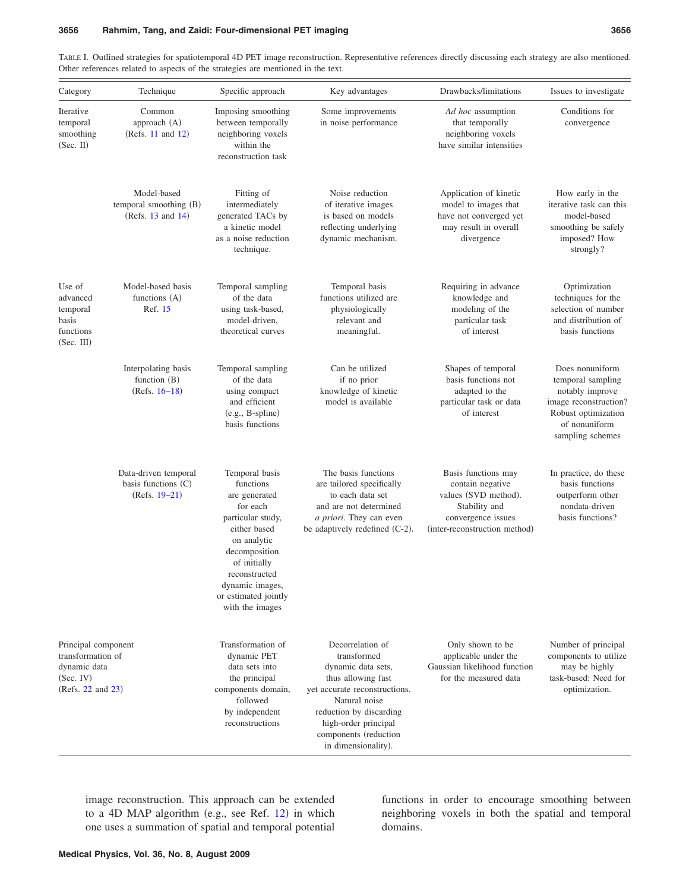TABLE I. Outlined strategies for spatiotemporal 4D PET image reconstruction. Representative references directly discussing each strategy are also mentioned. Other references related to aspects of the strategies are mentioned in the text.

| Category | Technique | Specific approach | Key advantages | Drawbacks/limitations | Issues to investigate |
|---|---|---|---|---|---|
| Iterative temporal smoothing (Sec. II) | Common approach (A) (Refs. 11 and 12) | Imposing smoothing between temporally neighboring voxels within the reconstruction task | Some improvements in noise performance | *Ad hoc* assumption that temporally neighboring voxels have similar intensities | Conditions for convergence |
| | Model-based temporal smoothing (B) (Refs. 13 and 14) | Fitting of intermediately generated TACs by a kinetic model as a noise reduction technique. | Noise reduction of iterative images is based on models reflecting underlying dynamic mechanism. | Application of kinetic model to images that have not converged yet may result in overall divergence | How early in the iterative task can this model-based smoothing be safely imposed? How strongly? |
| Use of advanced temporal basis functions (Sec. III) | Model-based basis functions (A) Ref. 15 | Temporal sampling of the data using task-based, model-driven, theoretical curves | Temporal basis functions utilized are physiologically relevant and meaningful. | Requiring in advance knowledge and modeling of the particular task of interest | Optimization techniques for the selection of number and distribution of basis functions |
| | Interpolating basis function (B) (Refs. 16–18) | Temporal sampling of the data using compact and efficient (e.g., B-spline) basis functions | Can be utilized if no prior knowledge of kinetic model is available | Shapes of temporal basis functions not adapted to the particular task or data of interest | Does nonuniform temporal sampling notably improve image reconstruction? Robust optimization of nonuniform sampling schemes |
| | Data-driven temporal basis functions (C) (Refs. 19–21) | Temporal basis functions are generated for each particular study, either based on analytic decomposition of initially reconstructed dynamic images, or estimated jointly with the images | The basis functions are tailored specifically to each data set and are not determined *a priori*. They can even be adaptively redefined (C-2). | Basis functions may contain negative values (SVD method). Stability and convergence issues (inter-reconstruction method) | In practice, do these basis functions outperform other nondata-driven basis functions? |
| Principal component transformation of dynamic data (Sec. IV) (Refs. 22 and 23) | | Transformation of dynamic PET data sets into the principal components domain, followed by independent reconstructions | Decorrelation of transformed dynamic data sets, thus allowing fast yet accurate reconstructions. Natural noise reduction by discarding high-order principal components (reduction in dimensionality). | Only shown to be applicable under the Gaussian likelihood function for the measured data | Number of principal components to utilize may be highly task-based: Need for optimization. |

image reconstruction. This approach can be extended to a 4D MAP algorithm (e.g., see Ref. 12) in which one uses a summation of spatial and temporal potential functions in order to encourage smoothing between neighboring voxels in both the spatial and temporal domains.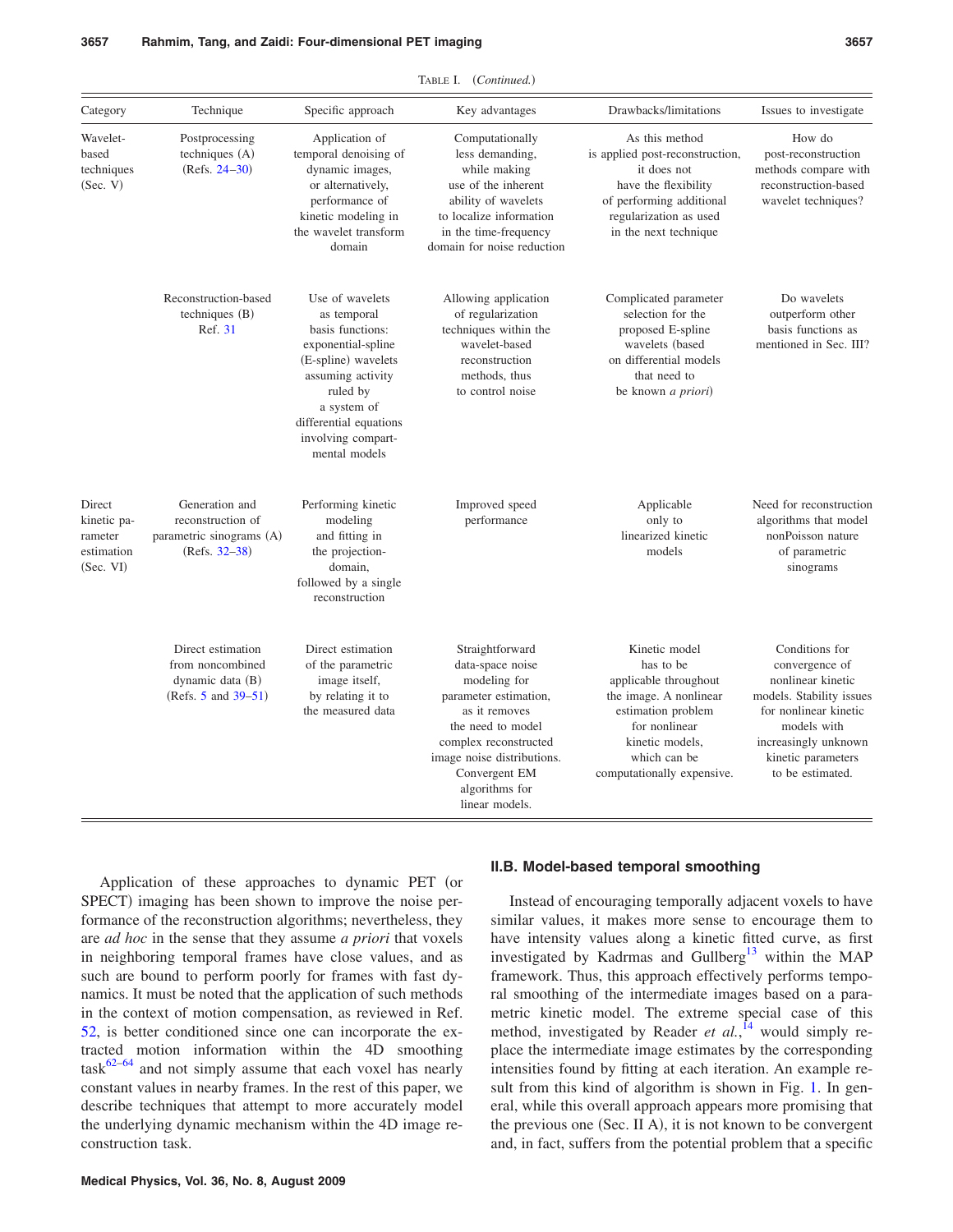TABLE I. (*Continued.*)

| Category | Technique | Specific approach | Key advantages | Drawbacks/limitations | Issues to investigate |
|---|---|---|---|---|---|
| Wavelet-based techniques (Sec. V) | Postprocessing techniques (A) (Refs. 24–30) | Application of temporal denoising of dynamic images, or alternatively, performance of kinetic modeling in the wavelet transform domain | Computationally less demanding, while making use of the inherent ability of wavelets to localize information in the time-frequency domain for noise reduction | As this method is applied post-reconstruction, it does not have the flexibility of performing additional regularization as used in the next technique | How do post-reconstruction methods compare with reconstruction-based wavelet techniques? |
| | Reconstruction-based techniques (B) Ref. 31 | Use of wavelets as temporal basis functions: exponential-spline (E-spline) wavelets assuming activity ruled by a system of differential equations involving compartmental models | Allowing application of regularization techniques within the wavelet-based reconstruction methods, thus to control noise | Complicated parameter selection for the proposed E-spline wavelets (based on differential models that need to be known *a priori*) | Do wavelets outperform other basis functions as mentioned in Sec. III? |
| Direct kinetic parameter estimation (Sec. VI) | Generation and reconstruction of parametric sinograms (A) (Refs. 32–38) | Performing kinetic modeling and fitting in the projection-domain, followed by a single reconstruction | Improved speed performance | Applicable only to linearized kinetic models | Need for reconstruction algorithms that model nonPoisson nature of parametric sinograms |
| | Direct estimation from noncombined dynamic data (B) (Refs. 5 and 39–51) | Direct estimation of the parametric image itself, by relating it to the measured data | Straightforward data-space noise modeling for parameter estimation, as it removes the need to model complex reconstructed image noise distributions. Convergent EM algorithms for linear models. | Kinetic model has to be applicable throughout the image. A nonlinear estimation problem for nonlinear kinetic models, which can be computationally expensive. | Conditions for convergence of nonlinear kinetic models. Stability issues for nonlinear kinetic models with increasingly unknown kinetic parameters to be estimated. |

Application of these approaches to dynamic PET (or SPECT) imaging has been shown to improve the noise performance of the reconstruction algorithms; nevertheless, they are *ad hoc* in the sense that they assume *a priori* that voxels in neighboring temporal frames have close values, and as such are bound to perform poorly for frames with fast dynamics. It must be noted that the application of such methods in the context of motion compensation, as reviewed in Ref. 52, is better conditioned since one can incorporate the extracted motion information within the 4D smoothing task[62–64] and not simply assume that each voxel has nearly constant values in nearby frames. In the rest of this paper, we describe techniques that attempt to more accurately model the underlying dynamic mechanism within the 4D image reconstruction task.

## II.B. Model-based temporal smoothing

Instead of encouraging temporally adjacent voxels to have similar values, it makes more sense to encourage them to have intensity values along a kinetic fitted curve, as first investigated by Kadrmas and Gullberg[13] within the MAP framework. Thus, this approach effectively performs temporal smoothing of the intermediate images based on a parametric kinetic model. The extreme special case of this method, investigated by Reader *et al.*,[14] would simply replace the intermediate image estimates by the corresponding intensities found by fitting at each iteration. An example result from this kind of algorithm is shown in Fig. 1. In general, while this overall approach appears more promising that the previous one (Sec. II A), it is not known to be convergent and, in fact, suffers from the potential problem that a specific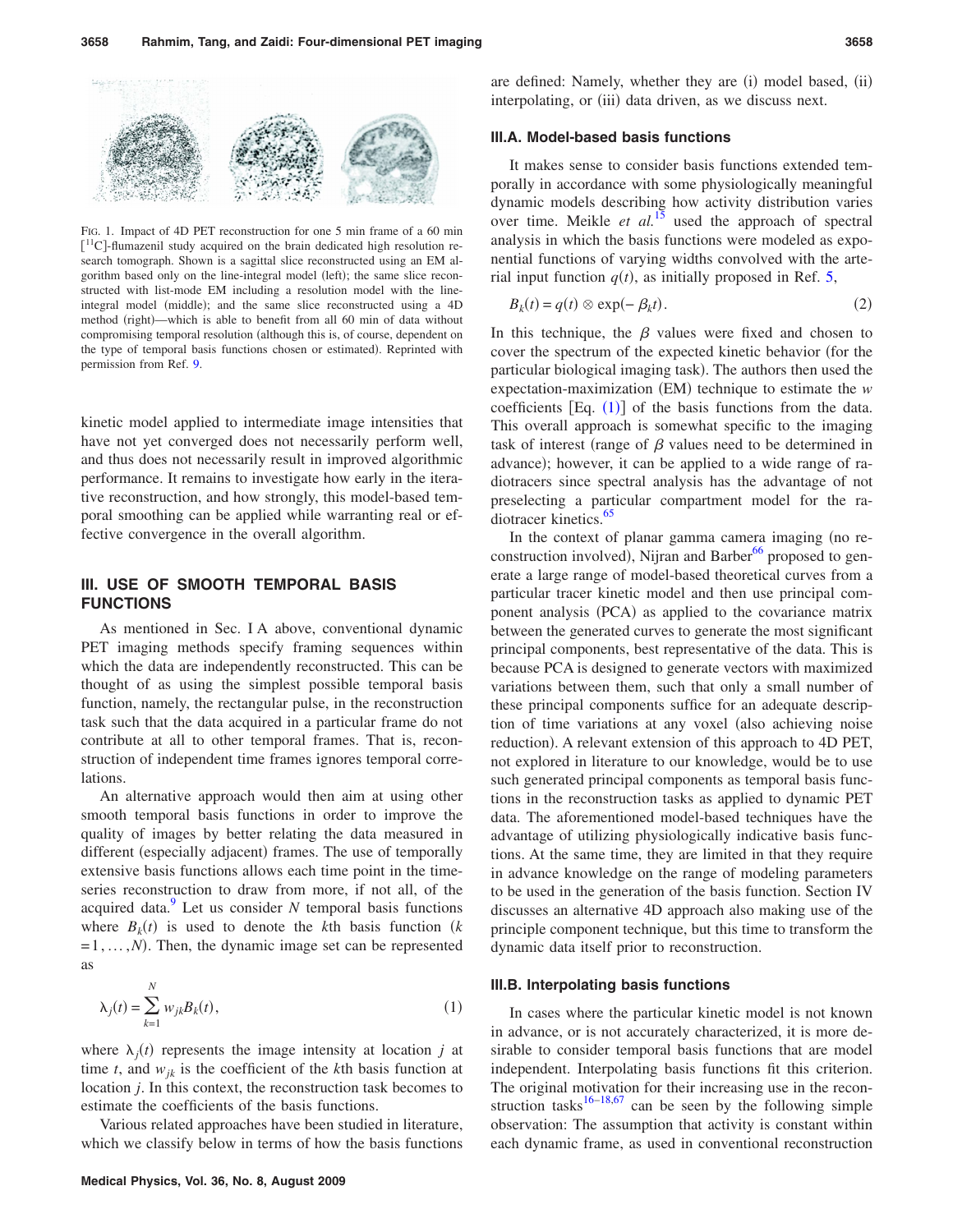FIG. 1. Impact of 4D PET reconstruction for one 5 min frame of a 60 min [$^{11}$C]-flumazenil study acquired on the brain dedicated high resolution research tomograph. Shown is a sagittal slice reconstructed using an EM algorithm based only on the line-integral model (left); the same slice reconstructed with list-mode EM including a resolution model with the line-integral model (middle); and the same slice reconstructed using a 4D method (right)—which is able to benefit from all 60 min of data without compromising temporal resolution (although this is, of course, dependent on the type of temporal basis functions chosen or estimated). Reprinted with permission from Ref. 9.

kinetic model applied to intermediate image intensities that have not yet converged does not necessarily perform well, and thus does not necessarily result in improved algorithmic performance. It remains to investigate how early in the iterative reconstruction, and how strongly, this model-based temporal smoothing can be applied while warranting real or effective convergence in the overall algorithm.

## III. USE OF SMOOTH TEMPORAL BASIS FUNCTIONS

As mentioned in Sec. I A above, conventional dynamic PET imaging methods specify framing sequences within which the data are independently reconstructed. This can be thought of as using the simplest possible temporal basis function, namely, the rectangular pulse, in the reconstruction task such that the data acquired in a particular frame do not contribute at all to other temporal frames. That is, reconstruction of independent time frames ignores temporal correlations.

An alternative approach would then aim at using other smooth temporal basis functions in order to improve the quality of images by better relating the data measured in different (especially adjacent) frames. The use of temporally extensive basis functions allows each time point in the time-series reconstruction to draw from more, if not all, of the acquired data.[9] Let us consider $N$ temporal basis functions where $B_k(t)$ is used to denote the $k$th basis function ($k = 1, \ldots, N$). Then, the dynamic image set can be represented as

$$\lambda_j(t) = \sum_{k=1}^{N} w_{jk} B_k(t), \tag{1}$$

where $\lambda_j(t)$ represents the image intensity at location $j$ at time $t$, and $w_{jk}$ is the coefficient of the $k$th basis function at location $j$. In this context, the reconstruction task becomes to estimate the coefficients of the basis functions.

Various related approaches have been studied in literature, which we classify below in terms of how the basis functions are defined: Namely, whether they are (i) model based, (ii) interpolating, or (iii) data driven, as we discuss next.

### III.A. Model-based basis functions

It makes sense to consider basis functions extended temporally in accordance with some physiologically meaningful dynamic models describing how activity distribution varies over time. Meikle *et al.*[15] used the approach of spectral analysis in which the basis functions were modeled as exponential functions of varying widths convolved with the arterial input function $q(t)$, as initially proposed in Ref. 5,

$$B_k(t) = q(t) \otimes \exp(-\beta_k t). \tag{2}$$

In this technique, the $\beta$ values were fixed and chosen to cover the spectrum of the expected kinetic behavior (for the particular biological imaging task). The authors then used the expectation-maximization (EM) technique to estimate the $w$ coefficients [Eq. (1)] of the basis functions from the data. This overall approach is somewhat specific to the imaging task of interest (range of $\beta$ values need to be determined in advance); however, it can be applied to a wide range of radiotracers since spectral analysis has the advantage of not preselecting a particular compartment model for the radiotracer kinetics.[65]

In the context of planar gamma camera imaging (no reconstruction involved), Nijran and Barber[66] proposed to generate a large range of model-based theoretical curves from a particular tracer kinetic model and then use principal component analysis (PCA) as applied to the covariance matrix between the generated curves to generate the most significant principal components, best representative of the data. This is because PCA is designed to generate vectors with maximized variations between them, such that only a small number of these principal components suffice for an adequate description of time variations at any voxel (also achieving noise reduction). A relevant extension of this approach to 4D PET, not explored in literature to our knowledge, would be to use such generated principal components as temporal basis functions in the reconstruction tasks as applied to dynamic PET data. The aforementioned model-based techniques have the advantage of utilizing physiologically indicative basis functions. At the same time, they are limited in that they require in advance knowledge on the range of modeling parameters to be used in the generation of the basis function. Section IV discusses an alternative 4D approach also making use of the principle component technique, but this time to transform the dynamic data itself prior to reconstruction.

### III.B. Interpolating basis functions

In cases where the particular kinetic model is not known in advance, or is not accurately characterized, it is more desirable to consider temporal basis functions that are model independent. Interpolating basis functions fit this criterion. The original motivation for their increasing use in the reconstruction tasks[16–18,67] can be seen by the following simple observation: The assumption that activity is constant within each dynamic frame, as used in conventional reconstruction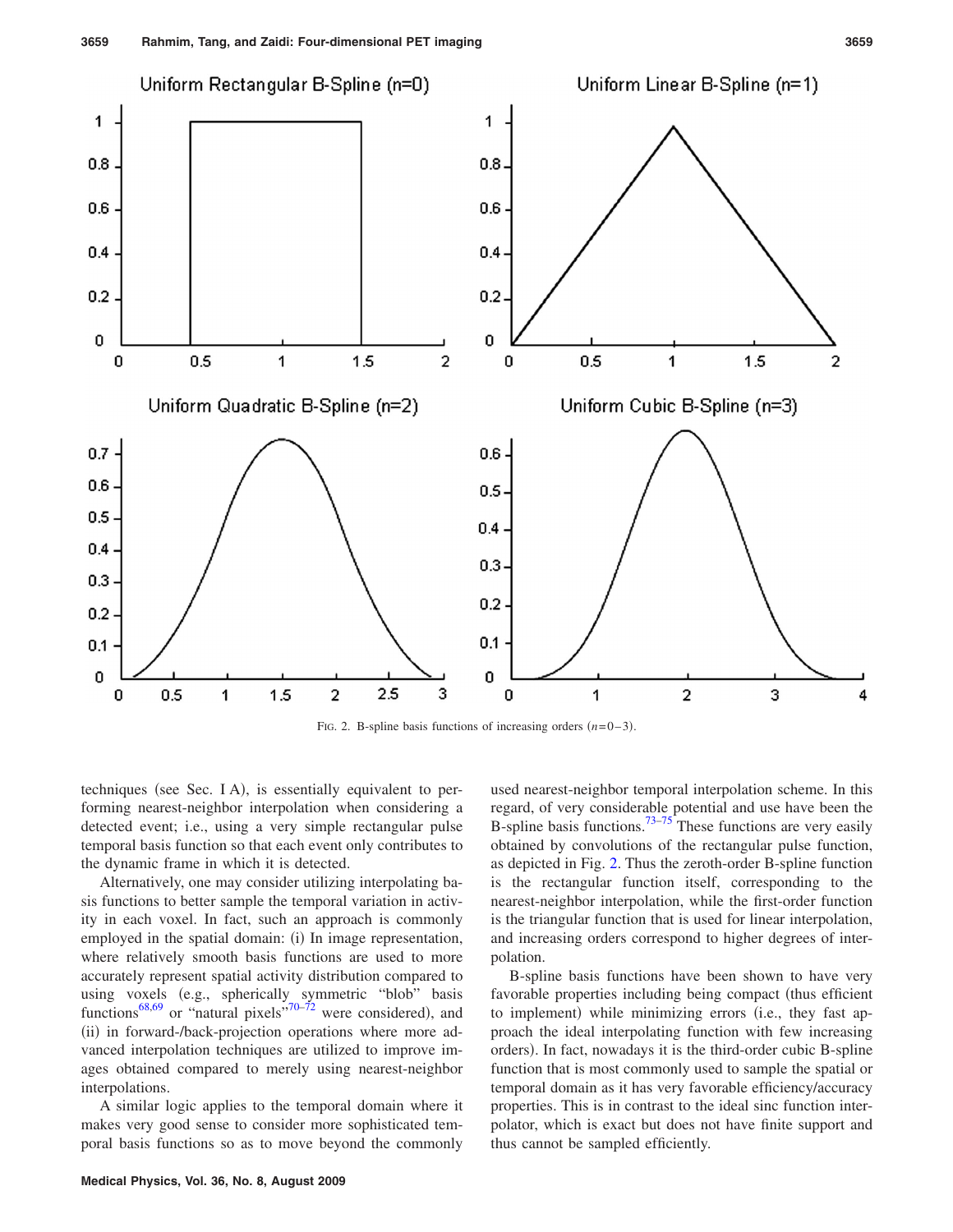FIG. 2. B-spline basis functions of increasing orders ($n=0-3$).

techniques (see Sec. I A), is essentially equivalent to performing nearest-neighbor interpolation when considering a detected event; i.e., using a very simple rectangular pulse temporal basis function so that each event only contributes to the dynamic frame in which it is detected.

Alternatively, one may consider utilizing interpolating basis functions to better sample the temporal variation in activity in each voxel. In fact, such an approach is commonly employed in the spatial domain: (i) In image representation, where relatively smooth basis functions are used to more accurately represent spatial activity distribution compared to using voxels (e.g., spherically symmetric "blob" basis functions[68,69] or "natural pixels"[70–72] were considered), and (ii) in forward-/back-projection operations where more advanced interpolation techniques are utilized to improve images obtained compared to merely using nearest-neighbor interpolations.

A similar logic applies to the temporal domain where it makes very good sense to consider more sophisticated temporal basis functions so as to move beyond the commonly used nearest-neighbor temporal interpolation scheme. In this regard, of very considerable potential and use have been the B-spline basis functions.[73–75] These functions are very easily obtained by convolutions of the rectangular pulse function, as depicted in Fig. 2. Thus the zeroth-order B-spline function is the rectangular function itself, corresponding to the nearest-neighbor interpolation, while the first-order function is the triangular function that is used for linear interpolation, and increasing orders correspond to higher degrees of interpolation.

B-spline basis functions have been shown to have very favorable properties including being compact (thus efficient to implement) while minimizing errors (i.e., they fast approach the ideal interpolating function with few increasing orders). In fact, nowadays it is the third-order cubic B-spline function that is most commonly used to sample the spatial or temporal domain as it has very favorable efficiency/accuracy properties. This is in contrast to the ideal sinc function interpolator, which is exact but does not have finite support and thus cannot be sampled efficiently.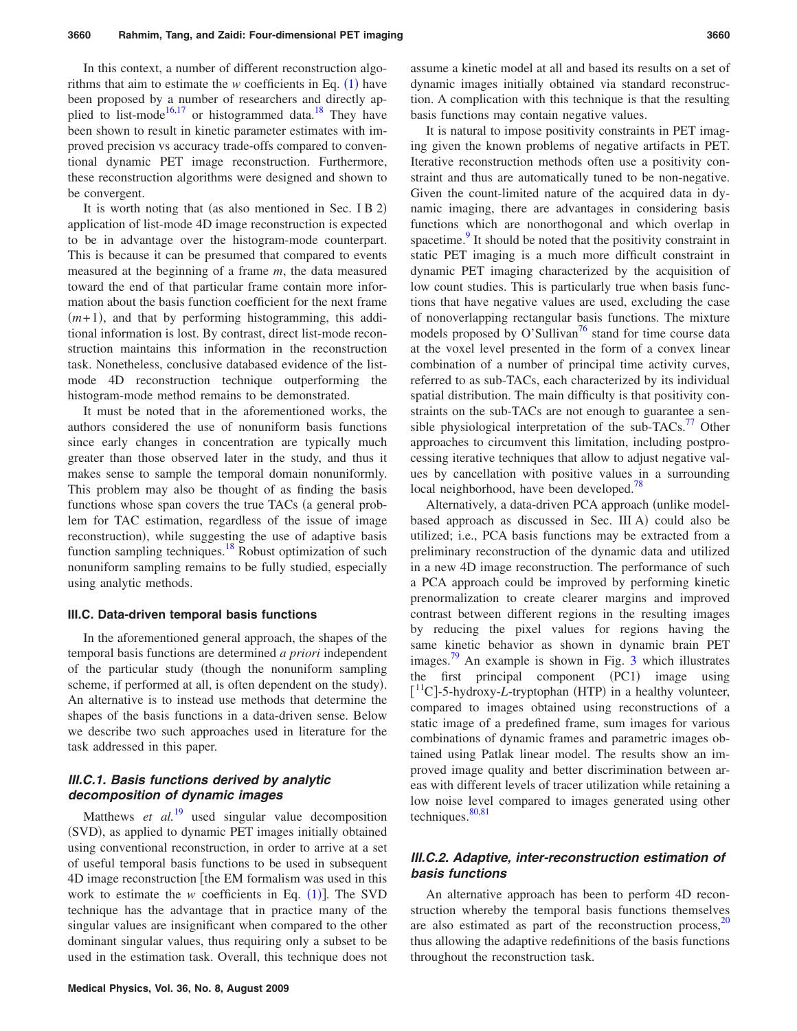In this context, a number of different reconstruction algorithms that aim to estimate the $w$ coefficients in Eq. (1) have been proposed by a number of researchers and directly applied to list-mode[16,17] or histogrammed data.[18] They have been shown to result in kinetic parameter estimates with improved precision vs accuracy trade-offs compared to conventional dynamic PET image reconstruction. Furthermore, these reconstruction algorithms were designed and shown to be convergent.

It is worth noting that (as also mentioned in Sec. I B 2) application of list-mode 4D image reconstruction is expected to be in advantage over the histogram-mode counterpart. This is because it can be presumed that compared to events measured at the beginning of a frame $m$, the data measured toward the end of that particular frame contain more information about the basis function coefficient for the next frame $(m+1)$, and that by performing histogramming, this additional information is lost. By contrast, direct list-mode reconstruction maintains this information in the reconstruction task. Nonetheless, conclusive databased evidence of the list-mode 4D reconstruction technique outperforming the histogram-mode method remains to be demonstrated.

It must be noted that in the aforementioned works, the authors considered the use of nonuniform basis functions since early changes in concentration are typically much greater than those observed later in the study, and thus it makes sense to sample the temporal domain nonuniformly. This problem may also be thought of as finding the basis functions whose span covers the true TACs (a general problem for TAC estimation, regardless of the issue of image reconstruction), while suggesting the use of adaptive basis function sampling techniques.[18] Robust optimization of such nonuniform sampling remains to be fully studied, especially using analytic methods.

### III.C. Data-driven temporal basis functions

In the aforementioned general approach, the shapes of the temporal basis functions are determined *a priori* independent of the particular study (though the nonuniform sampling scheme, if performed at all, is often dependent on the study). An alternative is to instead use methods that determine the shapes of the basis functions in a data-driven sense. Below we describe two such approaches used in literature for the task addressed in this paper.

#### III.C.1. Basis functions derived by analytic decomposition of dynamic images

Matthews *et al.*[19] used singular value decomposition (SVD), as applied to dynamic PET images initially obtained using conventional reconstruction, in order to arrive at a set of useful temporal basis functions to be used in subsequent 4D image reconstruction [the EM formalism was used in this work to estimate the $w$ coefficients in Eq. (1)]. The SVD technique has the advantage that in practice many of the singular values are insignificant when compared to the other dominant singular values, thus requiring only a subset to be used in the estimation task. Overall, this technique does not assume a kinetic model at all and based its results on a set of dynamic images initially obtained via standard reconstruction. A complication with this technique is that the resulting basis functions may contain negative values.

It is natural to impose positivity constraints in PET imaging given the known problems of negative artifacts in PET. Iterative reconstruction methods often use a positivity constraint and thus are automatically tuned to be non-negative. Given the count-limited nature of the acquired data in dynamic imaging, there are advantages in considering basis functions which are nonorthogonal and which overlap in spacetime.[9] It should be noted that the positivity constraint in static PET imaging is a much more difficult constraint in dynamic PET imaging characterized by the acquisition of low count studies. This is particularly true when basis functions that have negative values are used, excluding the case of nonoverlapping rectangular basis functions. The mixture models proposed by O'Sullivan[76] stand for time course data at the voxel level presented in the form of a convex linear combination of a number of principal time activity curves, referred to as sub-TACs, each characterized by its individual spatial distribution. The main difficulty is that positivity constraints on the sub-TACs are not enough to guarantee a sensible physiological interpretation of the sub-TACs.[77] Other approaches to circumvent this limitation, including postprocessing iterative techniques that allow to adjust negative values by cancellation with positive values in a surrounding local neighborhood, have been developed.[78]

Alternatively, a data-driven PCA approach (unlike model-based approach as discussed in Sec. III A) could also be utilized; i.e., PCA basis functions may be extracted from a preliminary reconstruction of the dynamic data and utilized in a new 4D image reconstruction. The performance of such a PCA approach could be improved by performing kinetic prenormalization to create clearer margins and improved contrast between different regions in the resulting images by reducing the pixel values for regions having the same kinetic behavior as shown in dynamic brain PET images.[79] An example is shown in Fig. 3 which illustrates the first principal component (PC1) image using $[^{11}C]$-5-hydroxy-$L$-tryptophan (HTP) in a healthy volunteer, compared to images obtained using reconstructions of a static image of a predefined frame, sum images for various combinations of dynamic frames and parametric images obtained using Patlak linear model. The results show an improved image quality and better discrimination between areas with different levels of tracer utilization while retaining a low noise level compared to images generated using other techniques.[80,81]

#### III.C.2. Adaptive, inter-reconstruction estimation of basis functions

An alternative approach has been to perform 4D reconstruction whereby the temporal basis functions themselves are also estimated as part of the reconstruction process,[20] thus allowing the adaptive redefinitions of the basis functions throughout the reconstruction task.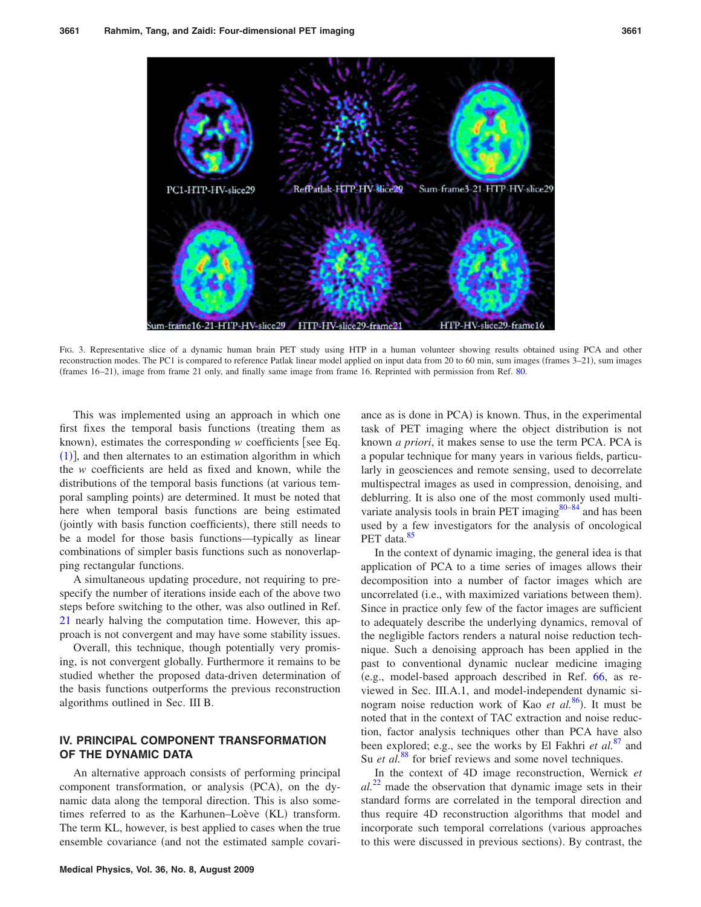FIG. 3. Representative slice of a dynamic human brain PET study using HTP in a human volunteer showing results obtained using PCA and other reconstruction modes. The PC1 is compared to reference Patlak linear model applied on input data from 20 to 60 min, sum images (frames 3–21), sum images (frames 16–21), image from frame 21 only, and finally same image from frame 16. Reprinted with permission from Ref. 80.

This was implemented using an approach in which one first fixes the temporal basis functions (treating them as known), estimates the corresponding $w$ coefficients [see Eq. (1)], and then alternates to an estimation algorithm in which the $w$ coefficients are held as fixed and known, while the distributions of the temporal basis functions (at various temporal sampling points) are determined. It must be noted that here when temporal basis functions are being estimated (jointly with basis function coefficients), there still needs to be a model for those basis functions—typically as linear combinations of simpler basis functions such as nonoverlapping rectangular functions.

A simultaneous updating procedure, not requiring to prespecify the number of iterations inside each of the above two steps before switching to the other, was also outlined in Ref. 21 nearly halving the computation time. However, this approach is not convergent and may have some stability issues.

Overall, this technique, though potentially very promising, is not convergent globally. Furthermore it remains to be studied whether the proposed data-driven determination of the basis functions outperforms the previous reconstruction algorithms outlined in Sec. III B.

## IV. PRINCIPAL COMPONENT TRANSFORMATION OF THE DYNAMIC DATA

An alternative approach consists of performing principal component transformation, or analysis (PCA), on the dynamic data along the temporal direction. This is also sometimes referred to as the Karhunen–Loève (KL) transform. The term KL, however, is best applied to cases when the true ensemble covariance (and not the estimated sample covariance as is done in PCA) is known. Thus, in the experimental task of PET imaging where the object distribution is not known *a priori*, it makes sense to use the term PCA. PCA is a popular technique for many years in various fields, particularly in geosciences and remote sensing, used to decorrelate multispectral images as used in compression, denoising, and deblurring. It is also one of the most commonly used multivariate analysis tools in brain PET imaging[80–84] and has been used by a few investigators for the analysis of oncological PET data.[85]

In the context of dynamic imaging, the general idea is that application of PCA to a time series of images allows their decomposition into a number of factor images which are uncorrelated (i.e., with maximized variations between them). Since in practice only few of the factor images are sufficient to adequately describe the underlying dynamics, removal of the negligible factors renders a natural noise reduction technique. Such a denoising approach has been applied in the past to conventional dynamic nuclear medicine imaging (e.g., model-based approach described in Ref. 66, as reviewed in Sec. III.A.1, and model-independent dynamic sinogram noise reduction work of Kao *et al.*[86]). It must be noted that in the context of TAC extraction and noise reduction, factor analysis techniques other than PCA have also been explored; e.g., see the works by El Fakhri *et al.*[87] and Su *et al.*[88] for brief reviews and some novel techniques.

In the context of 4D image reconstruction, Wernick *et al.*[22] made the observation that dynamic image sets in their standard forms are correlated in the temporal direction and thus require 4D reconstruction algorithms that model and incorporate such temporal correlations (various approaches to this were discussed in previous sections). By contrast, the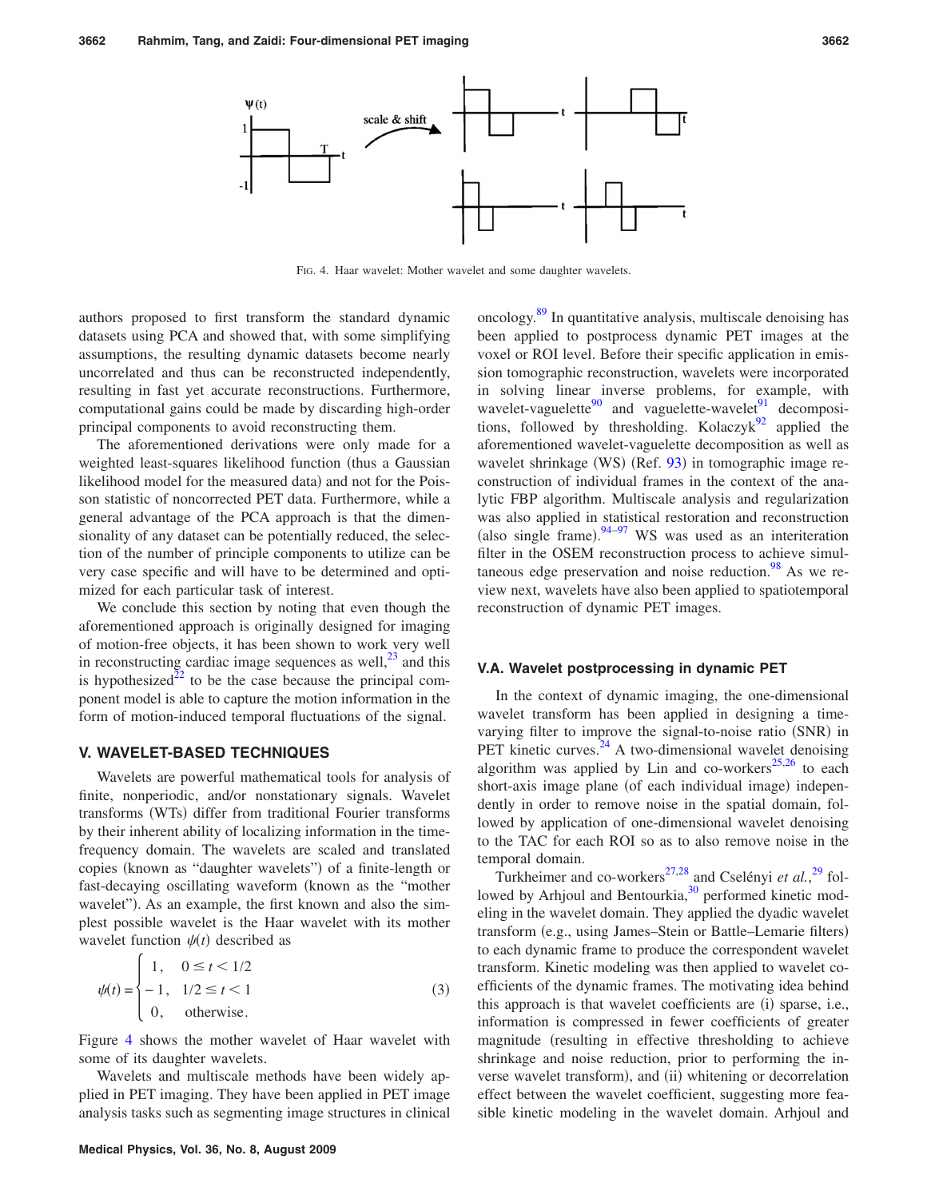FIG. 4. Haar wavelet: Mother wavelet and some daughter wavelets.

authors proposed to first transform the standard dynamic datasets using PCA and showed that, with some simplifying assumptions, the resulting dynamic datasets become nearly uncorrelated and thus can be reconstructed independently, resulting in fast yet accurate reconstructions. Furthermore, computational gains could be made by discarding high-order principal components to avoid reconstructing them.

The aforementioned derivations were only made for a weighted least-squares likelihood function (thus a Gaussian likelihood model for the measured data) and not for the Poisson statistic of noncorrected PET data. Furthermore, while a general advantage of the PCA approach is that the dimensionality of any dataset can be potentially reduced, the selection of the number of principle components to utilize can be very case specific and will have to be determined and optimized for each particular task of interest.

We conclude this section by noting that even though the aforementioned approach is originally designed for imaging of motion-free objects, it has been shown to work very well in reconstructing cardiac image sequences as well,[23] and this is hypothesized[22] to be the case because the principal component model is able to capture the motion information in the form of motion-induced temporal fluctuations of the signal.

## V. WAVELET-BASED TECHNIQUES

Wavelets are powerful mathematical tools for analysis of finite, nonperiodic, and/or nonstationary signals. Wavelet transforms (WTs) differ from traditional Fourier transforms by their inherent ability of localizing information in the time-frequency domain. The wavelets are scaled and translated copies (known as "daughter wavelets") of a finite-length or fast-decaying oscillating waveform (known as the "mother wavelet"). As an example, the first known and also the simplest possible wavelet is the Haar wavelet with its mother wavelet function $\psi(t)$ described as

$$\psi(t) = \begin{cases} 1, & 0 \leq t < 1/2 \\ -1, & 1/2 \leq t < 1 \\ 0, & \text{otherwise.} \end{cases} \quad (3)$$

Figure 4 shows the mother wavelet of Haar wavelet with some of its daughter wavelets.

Wavelets and multiscale methods have been widely applied in PET imaging. They have been applied in PET image analysis tasks such as segmenting image structures in clinical oncology.[89] In quantitative analysis, multiscale denoising has been applied to postprocess dynamic PET images at the voxel or ROI level. Before their specific application in emission tomographic reconstruction, wavelets were incorporated in solving linear inverse problems, for example, with wavelet-vaguelette[90] and vaguelette-wavelet[91] decompositions, followed by thresholding. Kolaczyk[92] applied the aforementioned wavelet-vaguelette decomposition as well as wavelet shrinkage (WS) (Ref. 93) in tomographic image reconstruction of individual frames in the context of the analytic FBP algorithm. Multiscale analysis and regularization was also applied in statistical restoration and reconstruction (also single frame).[94–97] WS was used as an interiteration filter in the OSEM reconstruction process to achieve simultaneous edge preservation and noise reduction.[98] As we review next, wavelets have also been applied to spatiotemporal reconstruction of dynamic PET images.

### V.A. Wavelet postprocessing in dynamic PET

In the context of dynamic imaging, the one-dimensional wavelet transform has been applied in designing a time-varying filter to improve the signal-to-noise ratio (SNR) in PET kinetic curves.[24] A two-dimensional wavelet denoising algorithm was applied by Lin and co-workers[25,26] to each short-axis image plane (of each individual image) independently in order to remove noise in the spatial domain, followed by application of one-dimensional wavelet denoising to the TAC for each ROI so as to also remove noise in the temporal domain.

Turkheimer and co-workers[27,28] and Csélenyi *et al.*,[29] followed by Arhjoul and Bentourkia,[30] performed kinetic modeling in the wavelet domain. They applied the dyadic wavelet transform (e.g., using James–Stein or Battle–Lemarie filters) to each dynamic frame to produce the correspondent wavelet transform. Kinetic modeling was then applied to wavelet coefficients of the dynamic frames. The motivating idea behind this approach is that wavelet coefficients are (i) sparse, i.e., information is compressed in fewer coefficients of greater magnitude (resulting in effective thresholding to achieve shrinkage and noise reduction, prior to performing the inverse wavelet transform), and (ii) whitening or decorrelation effect between the wavelet coefficient, suggesting more feasible kinetic modeling in the wavelet domain. Arhjoul and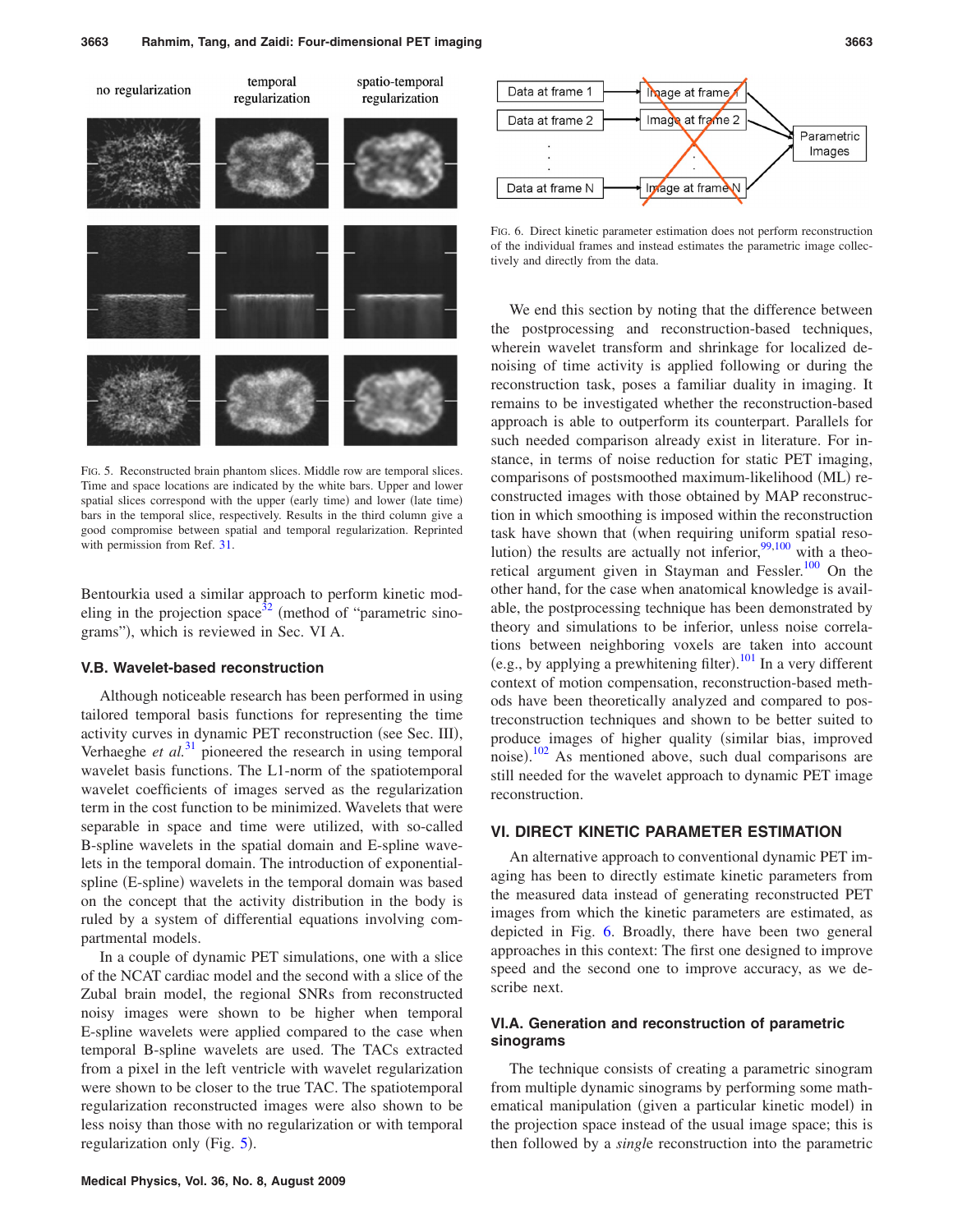FIG. 5. Reconstructed brain phantom slices. Middle row are temporal slices. Time and space locations are indicated by the white bars. Upper and lower spatial slices correspond with the upper (early time) and lower (late time) bars in the temporal slice, respectively. Results in the third column give a good compromise between spatial and temporal regularization. Reprinted with permission from Ref. 31.

Bentourkia used a similar approach to perform kinetic modeling in the projection space[32] (method of "parametric sinograms"), which is reviewed in Sec. VI A.

### V.B. Wavelet-based reconstruction

Although noticeable research has been performed in using tailored temporal basis functions for representing the time activity curves in dynamic PET reconstruction (see Sec. III), Verhaeghe *et al.*[31] pioneered the research in using temporal wavelet basis functions. The L1-norm of the spatiotemporal wavelet coefficients of images served as the regularization term in the cost function to be minimized. Wavelets that were separable in space and time were utilized, with so-called B-spline wavelets in the spatial domain and E-spline wavelets in the temporal domain. The introduction of exponential-spline (E-spline) wavelets in the temporal domain was based on the concept that the activity distribution in the body is ruled by a system of differential equations involving compartmental models.

In a couple of dynamic PET simulations, one with a slice of the NCAT cardiac model and the second with a slice of the Zubal brain model, the regional SNRs from reconstructed noisy images were shown to be higher when temporal E-spline wavelets were applied compared to the case when temporal B-spline wavelets are used. The TACs extracted from a pixel in the left ventricle with wavelet regularization were shown to be closer to the true TAC. The spatiotemporal regularization reconstructed images were also shown to be less noisy than those with no regularization or with temporal regularization only (Fig. 5).

FIG. 6. Direct kinetic parameter estimation does not perform reconstruction of the individual frames and instead estimates the parametric image collectively and directly from the data.

We end this section by noting that the difference between the postprocessing and reconstruction-based techniques, wherein wavelet transform and shrinkage for localized denoising of time activity is applied following or during the reconstruction task, poses a familiar duality in imaging. It remains to be investigated whether the reconstruction-based approach is able to outperform its counterpart. Parallels for such needed comparison already exist in literature. For instance, in terms of noise reduction for static PET imaging, comparisons of postsmoothed maximum-likelihood (ML) reconstructed images with those obtained by MAP reconstruction in which smoothing is imposed within the reconstruction task have shown that (when requiring uniform spatial resolution) the results are actually not inferior,[99,100] with a theoretical argument given in Stayman and Fessler.[100] On the other hand, for the case when anatomical knowledge is available, the postprocessing technique has been demonstrated by theory and simulations to be inferior, unless noise correlations between neighboring voxels are taken into account (e.g., by applying a prewhitening filter).[101] In a very different context of motion compensation, reconstruction-based methods have been theoretically analyzed and compared to postreconstruction techniques and shown to be better suited to produce images of higher quality (similar bias, improved noise).[102] As mentioned above, such dual comparisons are still needed for the wavelet approach to dynamic PET image reconstruction.

## VI. DIRECT KINETIC PARAMETER ESTIMATION

An alternative approach to conventional dynamic PET imaging has been to directly estimate kinetic parameters from the measured data instead of generating reconstructed PET images from which the kinetic parameters are estimated, as depicted in Fig. 6. Broadly, there have been two general approaches in this context: The first one designed to improve speed and the second one to improve accuracy, as we describe next.

### VI.A. Generation and reconstruction of parametric sinograms

The technique consists of creating a parametric sinogram from multiple dynamic sinograms by performing some mathematical manipulation (given a particular kinetic model) in the projection space instead of the usual image space; this is then followed by a *single* reconstruction into the parametric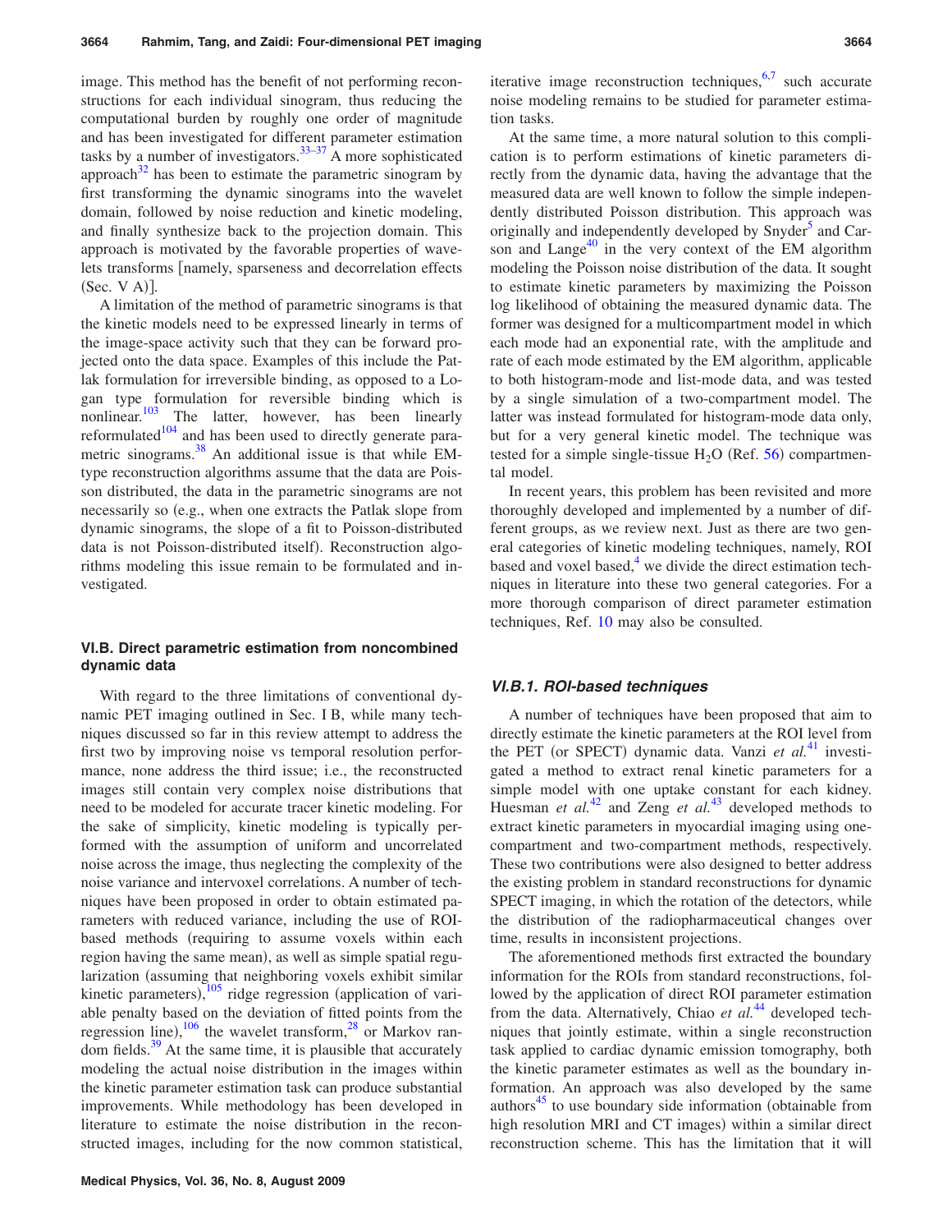image. This method has the benefit of not performing reconstructions for each individual sinogram, thus reducing the computational burden by roughly one order of magnitude and has been investigated for different parameter estimation tasks by a number of investigators.[33–37] A more sophisticated approach[32] has been to estimate the parametric sinogram by first transforming the dynamic sinograms into the wavelet domain, followed by noise reduction and kinetic modeling, and finally synthesize back to the projection domain. This approach is motivated by the favorable properties of wavelets transforms [namely, sparseness and decorrelation effects (Sec. V A)].

A limitation of the method of parametric sinograms is that the kinetic models need to be expressed linearly in terms of the image-space activity such that they can be forward projected onto the data space. Examples of this include the Patlak formulation for irreversible binding, as opposed to a Logan type formulation for reversible binding which is nonlinear.[103] The latter, however, has been linearly reformulated[104] and has been used to directly generate parametric sinograms.[38] An additional issue is that while EM-type reconstruction algorithms assume that the data are Poisson distributed, the data in the parametric sinograms are not necessarily so (e.g., when one extracts the Patlak slope from dynamic sinograms, the slope of a fit to Poisson-distributed data is not Poisson-distributed itself). Reconstruction algorithms modeling this issue remain to be formulated and investigated.

### VI.B. Direct parametric estimation from noncombined dynamic data

With regard to the three limitations of conventional dynamic PET imaging outlined in Sec. I B, while many techniques discussed so far in this review attempt to address the first two by improving noise vs temporal resolution performance, none address the third issue; i.e., the reconstructed images still contain very complex noise distributions that need to be modeled for accurate tracer kinetic modeling. For the sake of simplicity, kinetic modeling is typically performed with the assumption of uniform and uncorrelated noise across the image, thus neglecting the complexity of the noise variance and intervoxel correlations. A number of techniques have been proposed in order to obtain estimated parameters with reduced variance, including the use of ROI-based methods (requiring to assume voxels within each region having the same mean), as well as simple spatial regularization (assuming that neighboring voxels exhibit similar kinetic parameters),[105] ridge regression (application of variable penalty based on the deviation of fitted points from the regression line),[106] the wavelet transform,[28] or Markov random fields.[39] At the same time, it is plausible that accurately modeling the actual noise distribution in the images within the kinetic parameter estimation task can produce substantial improvements. While methodology has been developed in literature to estimate the noise distribution in the reconstructed images, including for the now common statistical, iterative image reconstruction techniques,[6,7] such accurate noise modeling remains to be studied for parameter estimation tasks.

At the same time, a more natural solution to this complication is to perform estimations of kinetic parameters directly from the dynamic data, having the advantage that the measured data are well known to follow the simple independently distributed Poisson distribution. This approach was originally and independently developed by Snyder[5] and Carson and Lange[40] in the very context of the EM algorithm modeling the Poisson noise distribution of the data. It sought to estimate kinetic parameters by maximizing the Poisson log likelihood of obtaining the measured dynamic data. The former was designed for a multicompartment model in which each mode had an exponential rate, with the amplitude and rate of each mode estimated by the EM algorithm, applicable to both histogram-mode and list-mode data, and was tested by a single simulation of a two-compartment model. The latter was instead formulated for histogram-mode data only, but for a very general kinetic model. The technique was tested for a simple single-tissue $H_2O$ (Ref. 56) compartmental model.

In recent years, this problem has been revisited and more thoroughly developed and implemented by a number of different groups, as we review next. Just as there are two general categories of kinetic modeling techniques, namely, ROI based and voxel based,[4] we divide the direct estimation techniques in literature into these two general categories. For a more thorough comparison of direct parameter estimation techniques, Ref. 10 may also be consulted.

#### VI.B.1. ROI-based techniques

A number of techniques have been proposed that aim to directly estimate the kinetic parameters at the ROI level from the PET (or SPECT) dynamic data. Vanzi *et al.*[41] investigated a method to extract renal kinetic parameters for a simple model with one uptake constant for each kidney. Huesman *et al.*[42] and Zeng *et al.*[43] developed methods to extract kinetic parameters in myocardial imaging using one-compartment and two-compartment methods, respectively. These two contributions were also designed to better address the existing problem in standard reconstructions for dynamic SPECT imaging, in which the rotation of the detectors, while the distribution of the radiopharmaceutical changes over time, results in inconsistent projections.

The aforementioned methods first extracted the boundary information for the ROIs from standard reconstructions, followed by the application of direct ROI parameter estimation from the data. Alternatively, Chiao *et al.*[44] developed techniques that jointly estimate, within a single reconstruction task applied to cardiac dynamic emission tomography, both the kinetic parameter estimates as well as the boundary information. An approach was also developed by the same authors[45] to use boundary side information (obtainable from high resolution MRI and CT images) within a similar direct reconstruction scheme. This has the limitation that it will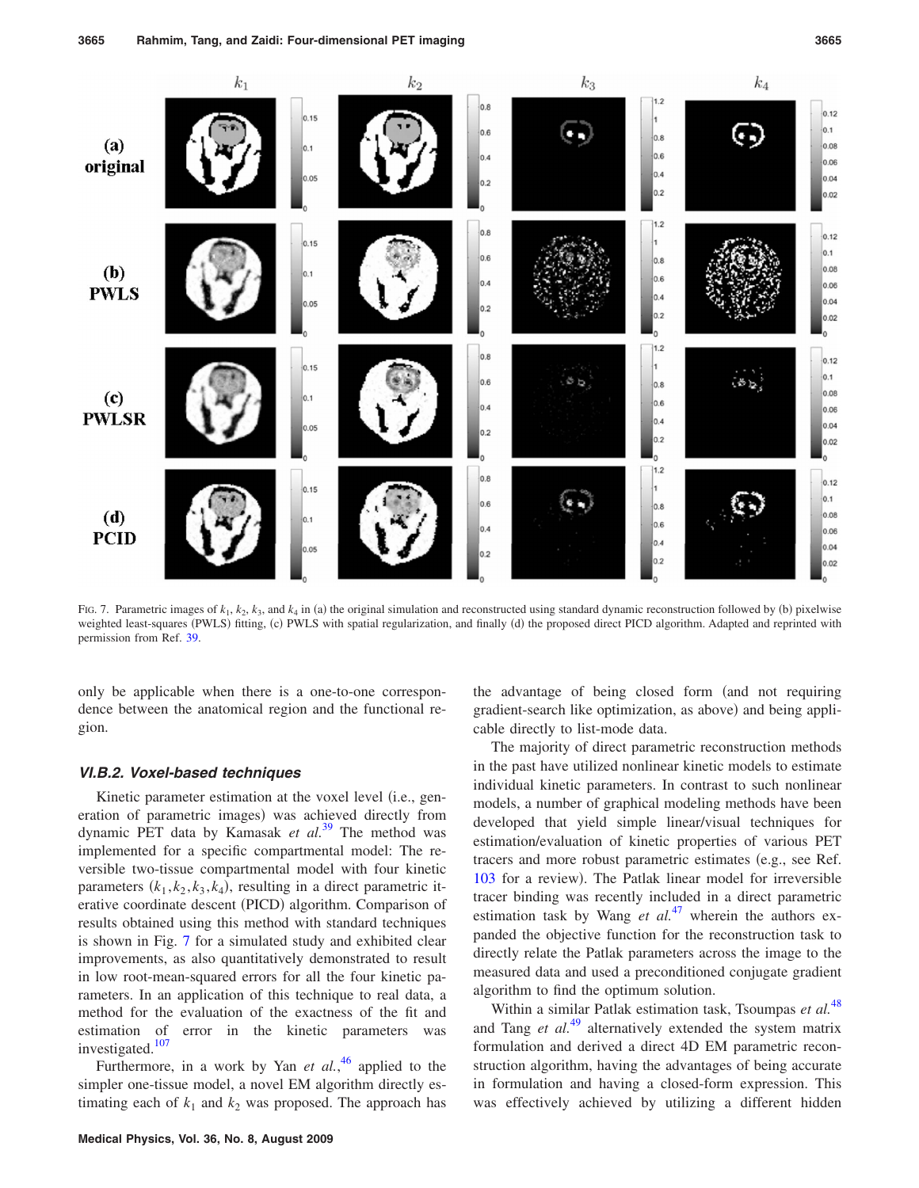FIG. 7. Parametric images of $k_1$, $k_2$, $k_3$, and $k_4$ in (a) the original simulation and reconstructed using standard dynamic reconstruction followed by (b) pixelwise weighted least-squares (PWLS) fitting, (c) PWLS with spatial regularization, and finally (d) the proposed direct PICD algorithm. Adapted and reprinted with permission from Ref. 39.

only be applicable when there is a one-to-one correspondence between the anatomical region and the functional region.

#### VI.B.2. Voxel-based techniques

Kinetic parameter estimation at the voxel level (i.e., generation of parametric images) was achieved directly from dynamic PET data by Kamasak *et al.*[39] The method was implemented for a specific compartmental model: The reversible two-tissue compartmental model with four kinetic parameters $(k_1, k_2, k_3, k_4)$, resulting in a direct parametric iterative coordinate descent (PICD) algorithm. Comparison of results obtained using this method with standard techniques is shown in Fig. 7 for a simulated study and exhibited clear improvements, as also quantitatively demonstrated to result in low root-mean-squared errors for all the four kinetic parameters. In an application of this technique to real data, a method for the evaluation of the exactness of the fit and estimation of error in the kinetic parameters was investigated.[107]

Furthermore, in a work by Yan *et al.*,[46] applied to the simpler one-tissue model, a novel EM algorithm directly estimating each of $k_1$ and $k_2$ was proposed. The approach has the advantage of being closed form (and not requiring gradient-search like optimization, as above) and being applicable directly to list-mode data.

The majority of direct parametric reconstruction methods in the past have utilized nonlinear kinetic models to estimate individual kinetic parameters. In contrast to such nonlinear models, a number of graphical modeling methods have been developed that yield simple linear/visual techniques for estimation/evaluation of kinetic properties of various PET tracers and more robust parametric estimates (e.g., see Ref. 103 for a review). The Patlak linear model for irreversible tracer binding was recently included in a direct parametric estimation task by Wang *et al.*[47] wherein the authors expanded the objective function for the reconstruction task to directly relate the Patlak parameters across the image to the measured data and used a preconditioned conjugate gradient algorithm to find the optimum solution.

Within a similar Patlak estimation task, Tsoumpas *et al.*[48] and Tang *et al.*[49] alternatively extended the system matrix formulation and derived a direct 4D EM parametric reconstruction algorithm, having the advantages of being accurate in formulation and having a closed-form expression. This was effectively achieved by utilizing a different hidden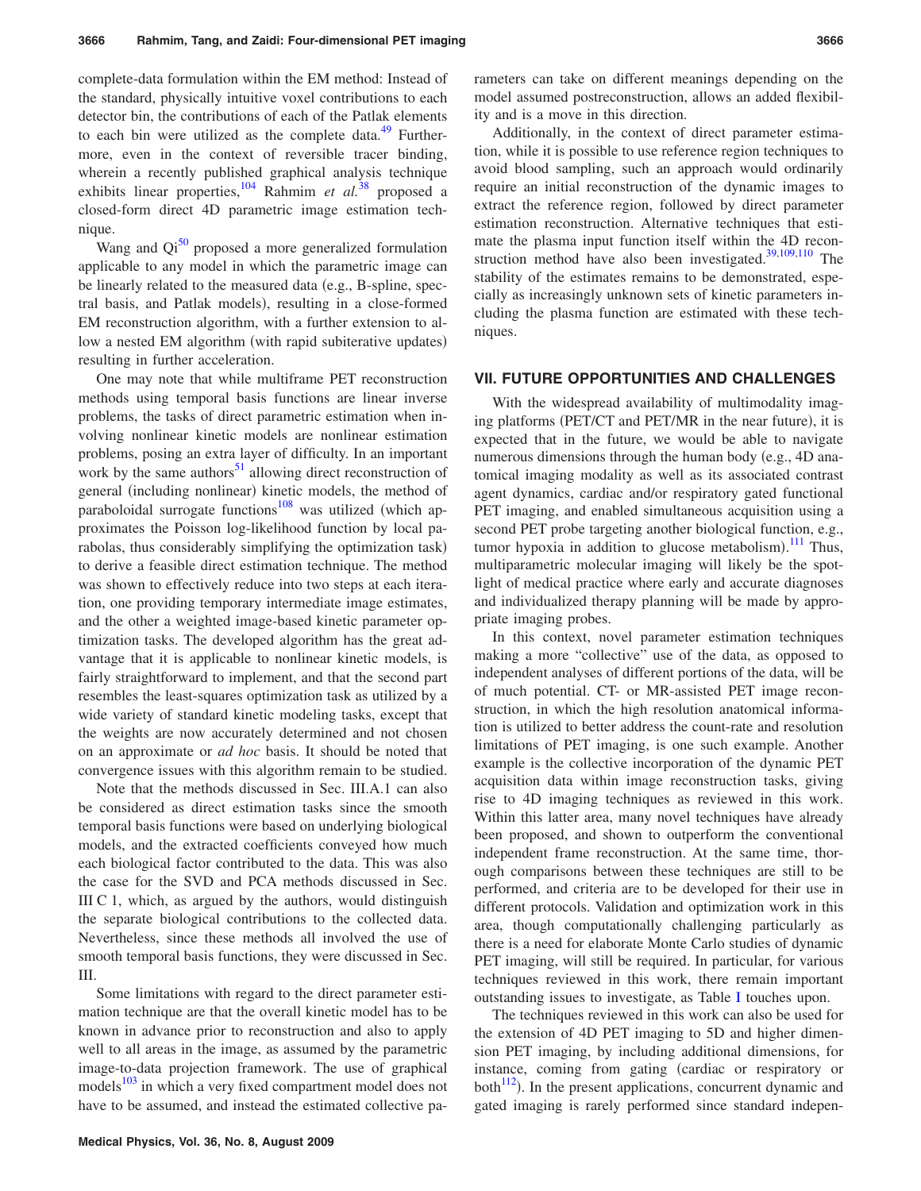complete-data formulation within the EM method: Instead of the standard, physically intuitive voxel contributions to each detector bin, the contributions of each of the Patlak elements to each bin were utilized as the complete data.[49] Furthermore, even in the context of reversible tracer binding, wherein a recently published graphical analysis technique exhibits linear properties,[104] Rahmim *et al.*[38] proposed a closed-form direct 4D parametric image estimation technique.

Wang and Qi[50] proposed a more generalized formulation applicable to any model in which the parametric image can be linearly related to the measured data (e.g., B-spline, spectral basis, and Patlak models), resulting in a close-formed EM reconstruction algorithm, with a further extension to allow a nested EM algorithm (with rapid subiterative updates) resulting in further acceleration.

One may note that while multiframe PET reconstruction methods using temporal basis functions are linear inverse problems, the tasks of direct parametric estimation when involving nonlinear kinetic models are nonlinear estimation problems, posing an extra layer of difficulty. In an important work by the same authors[51] allowing direct reconstruction of general (including nonlinear) kinetic models, the method of paraboloidal surrogate functions[108] was utilized (which approximates the Poisson log-likelihood function by local parabolas, thus considerably simplifying the optimization task) to derive a feasible direct estimation technique. The method was shown to effectively reduce into two steps at each iteration, one providing temporary intermediate image estimates, and the other a weighted image-based kinetic parameter optimization tasks. The developed algorithm has the great advantage that it is applicable to nonlinear kinetic models, is fairly straightforward to implement, and that the second part resembles the least-squares optimization task as utilized by a wide variety of standard kinetic modeling tasks, except that the weights are now accurately determined and not chosen on an approximate or *ad hoc* basis. It should be noted that convergence issues with this algorithm remain to be studied.

Note that the methods discussed in Sec. III.A.1 can also be considered as direct estimation tasks since the smooth temporal basis functions were based on underlying biological models, and the extracted coefficients conveyed how much each biological factor contributed to the data. This was also the case for the SVD and PCA methods discussed in Sec. III C 1, which, as argued by the authors, would distinguish the separate biological contributions to the collected data. Nevertheless, since these methods all involved the use of smooth temporal basis functions, they were discussed in Sec. III.

Some limitations with regard to the direct parameter estimation technique are that the overall kinetic model has to be known in advance prior to reconstruction and also to apply well to all areas in the image, as assumed by the parametric image-to-data projection framework. The use of graphical models[103] in which a very fixed compartment model does not have to be assumed, and instead the estimated collective parameters can take on different meanings depending on the model assumed postreconstruction, allows an added flexibility and is a move in this direction.

Additionally, in the context of direct parameter estimation, while it is possible to use reference region techniques to avoid blood sampling, such an approach would ordinarily require an initial reconstruction of the dynamic images to extract the reference region, followed by direct parameter estimation reconstruction. Alternative techniques that estimate the plasma input function itself within the 4D reconstruction method have also been investigated.[39,109,110] The stability of the estimates remains to be demonstrated, especially as increasingly unknown sets of kinetic parameters including the plasma function are estimated with these techniques.

## VII. FUTURE OPPORTUNITIES AND CHALLENGES

With the widespread availability of multimodality imaging platforms (PET/CT and PET/MR in the near future), it is expected that in the future, we would be able to navigate numerous dimensions through the human body (e.g., 4D anatomical imaging modality as well as its associated contrast agent dynamics, cardiac and/or respiratory gated functional PET imaging, and enabled simultaneous acquisition using a second PET probe targeting another biological function, e.g., tumor hypoxia in addition to glucose metabolism).[111] Thus, multiparametric molecular imaging will likely be the spotlight of medical practice where early and accurate diagnoses and individualized therapy planning will be made by appropriate imaging probes.

In this context, novel parameter estimation techniques making a more "collective" use of the data, as opposed to independent analyses of different portions of the data, will be of much potential. CT- or MR-assisted PET image reconstruction, in which the high resolution anatomical information is utilized to better address the count-rate and resolution limitations of PET imaging, is one such example. Another example is the collective incorporation of the dynamic PET acquisition data within image reconstruction tasks, giving rise to 4D imaging techniques as reviewed in this work. Within this latter area, many novel techniques have already been proposed, and shown to outperform the conventional independent frame reconstruction. At the same time, thorough comparisons between these techniques are still to be performed, and criteria are to be developed for their use in different protocols. Validation and optimization work in this area, though computationally challenging particularly as there is a need for elaborate Monte Carlo studies of dynamic PET imaging, will still be required. In particular, for various techniques reviewed in this work, there remain important outstanding issues to investigate, as Table I touches upon.

The techniques reviewed in this work can also be used for the extension of 4D PET imaging to 5D and higher dimension PET imaging, by including additional dimensions, for instance, coming from gating (cardiac or respiratory or both[112]). In the present applications, concurrent dynamic and gated imaging is rarely performed since standard indepen-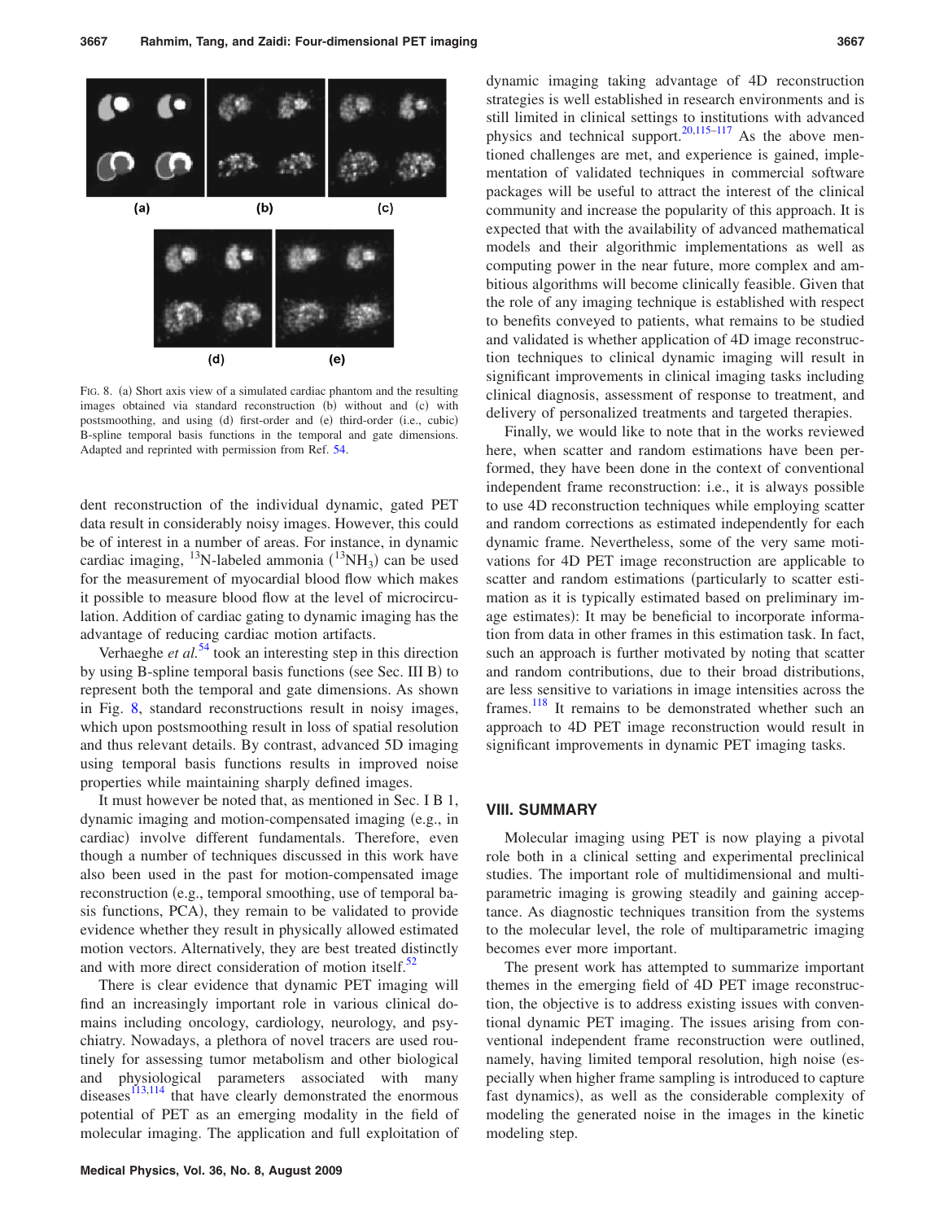FIG. 8. (a) Short axis view of a simulated cardiac phantom and the resulting images obtained via standard reconstruction (b) without and (c) with postsmoothing, and using (d) first-order and (e) third-order (i.e., cubic) B-spline temporal basis functions in the temporal and gate dimensions. Adapted and reprinted with permission from Ref. 54.

dent reconstruction of the individual dynamic, gated PET data result in considerably noisy images. However, this could be of interest in a number of areas. For instance, in dynamic cardiac imaging, $^{13}$N-labeled ammonia ($^{13}NH_3$) can be used for the measurement of myocardial blood flow which makes it possible to measure blood flow at the level of microcirculation. Addition of cardiac gating to dynamic imaging has the advantage of reducing cardiac motion artifacts.

Verhaeghe *et al.*[54] took an interesting step in this direction by using B-spline temporal basis functions (see Sec. III B) to represent both the temporal and gate dimensions. As shown in Fig. 8, standard reconstructions result in noisy images, which upon postsmoothing result in loss of spatial resolution and thus relevant details. By contrast, advanced 5D imaging using temporal basis functions results in improved noise properties while maintaining sharply defined images.

It must however be noted that, as mentioned in Sec. I B 1, dynamic imaging and motion-compensated imaging (e.g., in cardiac) involve different fundamentals. Therefore, even though a number of techniques discussed in this work have also been used in the past for motion-compensated image reconstruction (e.g., temporal smoothing, use of temporal basis functions, PCA), they remain to be validated to provide evidence whether they result in physically allowed estimated motion vectors. Alternatively, they are best treated distinctly and with more direct consideration of motion itself.[52]

There is clear evidence that dynamic PET imaging will find an increasingly important role in various clinical domains including oncology, cardiology, neurology, and psychiatry. Nowadays, a plethora of novel tracers are used routinely for assessing tumor metabolism and other biological and physiological parameters associated with many diseases[113,114] that have clearly demonstrated the enormous potential of PET as an emerging modality in the field of molecular imaging. The application and full exploitation of dynamic imaging taking advantage of 4D reconstruction strategies is well established in research environments and is still limited in clinical settings to institutions with advanced physics and technical support.[20,115–117] As the above mentioned challenges are met, and experience is gained, implementation of validated techniques in commercial software packages will be useful to attract the interest of the clinical community and increase the popularity of this approach. It is expected that with the availability of advanced mathematical models and their algorithmic implementations as well as computing power in the near future, more complex and ambitious algorithms will become clinically feasible. Given that the role of any imaging technique is established with respect to benefits conveyed to patients, what remains to be studied and validated is whether application of 4D image reconstruction techniques to clinical dynamic imaging will result in significant improvements in clinical imaging tasks including clinical diagnosis, assessment of response to treatment, and delivery of personalized treatments and targeted therapies.

Finally, we would like to note that in the works reviewed here, when scatter and random estimations have been performed, they have been done in the context of conventional independent frame reconstruction: i.e., it is always possible to use 4D reconstruction techniques while employing scatter and random corrections as estimated independently for each dynamic frame. Nevertheless, some of the very same motivations for 4D PET image reconstruction are applicable to scatter and random estimations (particularly to scatter estimation as it is typically estimated based on preliminary image estimates): It may be beneficial to incorporate information from data in other frames in this estimation task. In fact, such an approach is further motivated by noting that scatter and random contributions, due to their broad distributions, are less sensitive to variations in image intensities across the frames.[118] It remains to be demonstrated whether such an approach to 4D PET image reconstruction would result in significant improvements in dynamic PET imaging tasks.

## VIII. SUMMARY

Molecular imaging using PET is now playing a pivotal role both in a clinical setting and experimental preclinical studies. The important role of multidimensional and multiparametric imaging is growing steadily and gaining acceptance. As diagnostic techniques transition from the systems to the molecular level, the role of multiparametric imaging becomes ever more important.

The present work has attempted to summarize important themes in the emerging field of 4D PET image reconstruction, the objective is to address existing issues with conventional dynamic PET imaging. The issues arising from conventional independent frame reconstruction were outlined, namely, having limited temporal resolution, high noise (especially when higher frame sampling is introduced to capture fast dynamics), as well as the considerable complexity of modeling the generated noise in the images in the kinetic modeling step.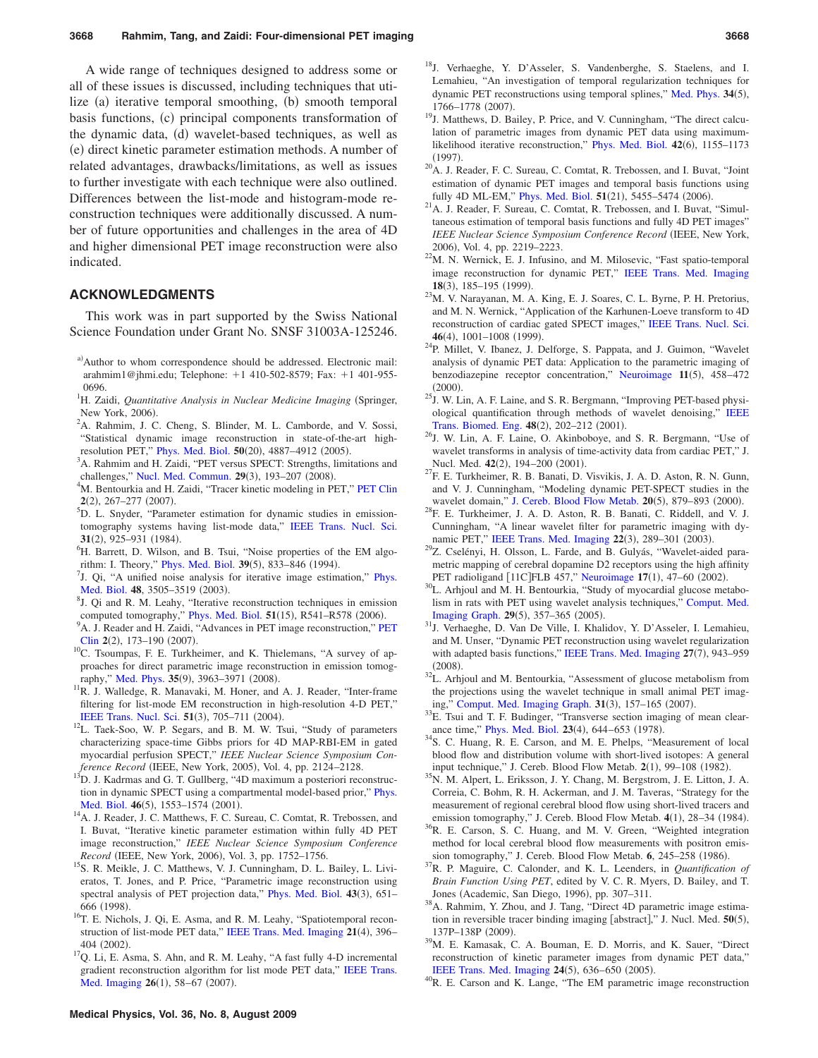A wide range of techniques designed to address some or all of these issues is discussed, including techniques that utilize (a) iterative temporal smoothing, (b) smooth temporal basis functions, (c) principal components transformation of the dynamic data, (d) wavelet-based techniques, as well as (e) direct kinetic parameter estimation methods. A number of related advantages, drawbacks/limitations, as well as issues to further investigate with each technique were also outlined. Differences between the list-mode and histogram-mode reconstruction techniques were additionally discussed. A number of future opportunities and challenges in the area of 4D and higher dimensional PET image reconstruction were also indicated.

## ACKNOWLEDGMENTS

This work was in part supported by the Swiss National Science Foundation under Grant No. SNSF 31003A-125246.

[a)]Author to whom correspondence should be addressed. Electronic mail: arahmim1@jhmi.edu; Telephone: +1 410-502-8579; Fax: +1 401-955-0696.

[1]H. Zaidi, *Quantitative Analysis in Nuclear Medicine Imaging* (Springer, New York, 2006).

[2]A. Rahmim, J. C. Cheng, S. Blinder, M. L. Camborde, and V. Sossi, "Statistical dynamic image reconstruction in state-of-the-art high-resolution PET," Phys. Med. Biol. **50**(20), 4887–4912 (2005).

[3]A. Rahmim and H. Zaidi, "PET versus SPECT: Strengths, limitations and challenges," Nucl. Med. Commun. **29**(3), 193–207 (2008).

[4]M. Bentourkia and H. Zaidi, "Tracer kinetic modeling in PET," PET Clin **2**(2), 267–277 (2007).

[5]D. L. Snyder, "Parameter estimation for dynamic studies in emission-tomography systems having list-mode data," IEEE Trans. Nucl. Sci. **31**(2), 925–931 (1984).

[6]H. Barrett, D. Wilson, and B. Tsui, "Noise properties of the EM algorithm: I. Theory," Phys. Med. Biol. **39**(5), 833–846 (1994).

[7]J. Qi, "A unified noise analysis for iterative image estimation," Phys. Med. Biol. **48**, 3505–3519 (2003).

[8]J. Qi and R. M. Leahy, "Iterative reconstruction techniques in emission computed tomography," Phys. Med. Biol. **51**(15), R541–R578 (2006).

[9]A. J. Reader and H. Zaidi, "Advances in PET image reconstruction," PET Clin **2**(2), 173–190 (2007).

[10]C. Tsoumpas, F. E. Turkheimer, and K. Thielemans, "A survey of approaches for direct parametric image reconstruction in emission tomography," Med. Phys. **35**(9), 3963–3971 (2008).

[11]R. J. Walledge, R. Manavaki, M. Honer, and A. J. Reader, "Inter-frame filtering for list-mode EM reconstruction in high-resolution 4-D PET," IEEE Trans. Nucl. Sci. **51**(3), 705–711 (2004).

[12]L. Taek-Soo, W. P. Segars, and B. M. W. Tsui, "Study of parameters characterizing space-time Gibbs priors for 4D MAP-RBI-EM in gated myocardial perfusion SPECT," *IEEE Nuclear Science Symposium Conference Record* (IEEE, New York, 2005), Vol. 4, pp. 2124–2128.

[13]D. J. Kadrmas and G. T. Gullberg, "4D maximum a posteriori reconstruction in dynamic SPECT using a compartmental model-based prior," Phys. Med. Biol. **46**(5), 1553–1574 (2001).

[14]A. J. Reader, J. C. Matthews, F. C. Sureau, C. Comtat, R. Trebossen, and I. Buvat, "Iterative kinetic parameter estimation within fully 4D PET image reconstruction," *IEEE Nuclear Science Symposium Conference Record* (IEEE, New York, 2006), Vol. 3, pp. 1752–1756.

[15]S. R. Meikle, J. C. Matthews, V. J. Cunningham, D. L. Bailey, L. Livieratos, T. Jones, and P. Price, "Parametric image reconstruction using spectral analysis of PET projection data," Phys. Med. Biol. **43**(3), 651–666 (1998).

[16]T. E. Nichols, J. Qi, E. Asma, and R. M. Leahy, "Spatiotemporal reconstruction of list-mode PET data," IEEE Trans. Med. Imaging **21**(4), 396–404 (2002).

[17]Q. Li, E. Asma, S. Ahn, and R. M. Leahy, "A fast fully 4-D incremental gradient reconstruction algorithm for list mode PET data," IEEE Trans. Med. Imaging **26**(1), 58–67 (2007).

[18]J. Verhaeghe, Y. D'Asseler, S. Vandenberghe, S. Staelens, and I. Lemahieu, "An investigation of temporal regularization techniques for dynamic PET reconstructions using temporal splines," Med. Phys. **34**(5), 1766–1778 (2007).

[19]J. Matthews, D. Bailey, P. Price, and V. Cunningham, "The direct calculation of parametric images from dynamic PET data using maximum-likelihood iterative reconstruction," Phys. Med. Biol. **42**(6), 1155–1173 (1997).

[20]A. J. Reader, F. C. Sureau, C. Comtat, R. Trebossen, and I. Buvat, "Joint estimation of dynamic PET images and temporal basis functions using fully 4D ML-EM," Phys. Med. Biol. **51**(21), 5455–5474 (2006).

[21]A. J. Reader, F. Sureau, C. Comtat, R. Trebossen, and I. Buvat, "Simultaneous estimation of temporal basis functions and fully 4D PET images" *IEEE Nuclear Science Symposium Conference Record* (IEEE, New York, 2006), Vol. 4, pp. 2219–2223.

[22]M. N. Wernick, E. J. Infusino, and M. Milosevic, "Fast spatio-temporal image reconstruction for dynamic PET," IEEE Trans. Med. Imaging **18**(3), 185–195 (1999).

[23]M. V. Narayanan, M. A. King, E. J. Soares, C. L. Byrne, P. H. Pretorius, and M. N. Wernick, "Application of the Karhunen-Loeve transform to 4D reconstruction of cardiac gated SPECT images," IEEE Trans. Nucl. Sci. **46**(4), 1001–1008 (1999).

[24]P. Millet, V. Ibanez, J. Delforge, S. Pappata, and J. Guimon, "Wavelet analysis of dynamic PET data: Application to the parametric imaging of benzodiazepine receptor concentration," Neuroimage **11**(5), 458–472 (2000).

[25]J. W. Lin, A. F. Laine, and S. R. Bergmann, "Improving PET-based physiological quantification through methods of wavelet denoising," IEEE Trans. Biomed. Eng. **48**(2), 202–212 (2001).

[26]J. W. Lin, A. F. Laine, O. Akinboboye, and S. R. Bergmann, "Use of wavelet transforms in analysis of time-activity data from cardiac PET," J. Nucl. Med. **42**(2), 194–200 (2001).

[27]F. E. Turkheimer, R. B. Banati, D. Visvikis, J. A. D. Aston, R. N. Gunn, and V. J. Cunningham, "Modeling dynamic PET-SPECT studies in the wavelet domain," J. Cereb. Blood Flow Metab. **20**(5), 879–893 (2000).

[28]F. E. Turkheimer, J. A. D. Aston, R. B. Banati, C. Riddell, and V. J. Cunningham, "A linear wavelet filter for parametric imaging with dynamic PET," IEEE Trans. Med. Imaging **22**(3), 289–301 (2003).

[29]Z. Cselényi, H. Olsson, L. Farde, and B. Gulyás, "Wavelet-aided parametric mapping of cerebral dopamine D2 receptors using the high affinity PET radioligand [11C]FLB 457," Neuroimage **17**(1), 47–60 (2002).

[30]L. Arhjoul and M. H. Bentourkia, "Study of myocardial glucose metabolism in rats with PET using wavelet analysis techniques," Comput. Med. Imaging Graph. **29**(5), 357–365 (2005).

[31]J. Verhaeghe, D. Van De Ville, I. Khalidov, Y. D'Asseler, I. Lemahieu, and M. Unser, "Dynamic PET reconstruction using wavelet regularization with adapted basis functions," IEEE Trans. Med. Imaging **27**(7), 943–959 (2008).

[32]L. Arhjoul and M. Bentourkia, "Assessment of glucose metabolism from the projections using the wavelet technique in small animal PET imaging," Comput. Med. Imaging Graph. **31**(3), 157–165 (2007).

[33]E. Tsui and T. F. Budinger, "Transverse section imaging of mean clearance time," Phys. Med. Biol. **23**(4), 644–653 (1978).

[34]S. C. Huang, R. E. Carson, and M. E. Phelps, "Measurement of local blood flow and distribution volume with short-lived isotopes: A general input technique," J. Cereb. Blood Flow Metab. **2**(1), 99–108 (1982).

[35]N. M. Alpert, L. Eriksson, J. Y. Chang, M. Bergstrom, J. E. Litton, J. A. Correia, C. Bohm, R. H. Ackerman, and J. M. Taveras, "Strategy for the measurement of regional cerebral blood flow using short-lived tracers and emission tomography," J. Cereb. Blood Flow Metab. **4**(1), 28–34 (1984).

[36]R. E. Carson, S. C. Huang, and M. V. Green, "Weighted integration method for local cerebral blood flow measurements with positron emission tomography," J. Cereb. Blood Flow Metab. **6**, 245–258 (1986).

[37]R. P. Maguire, C. Calonder, and K. L. Leenders, in *Quantification of Brain Function Using PET*, edited by V. C. R. Myers, D. Bailey, and T. Jones (Academic, San Diego, 1996), pp. 307–311.

[38]A. Rahmim, Y. Zhou, and J. Tang, "Direct 4D parametric image estimation in reversible tracer binding imaging [abstract]," J. Nucl. Med. **50**(5), 137P–138P (2009).

[39]M. E. Kamasak, C. A. Bouman, E. D. Morris, and K. Sauer, "Direct reconstruction of kinetic parameter images from dynamic PET data," IEEE Trans. Med. Imaging **24**(5), 636–650 (2005).

[40]R. E. Carson and K. Lange, "The EM parametric image reconstruction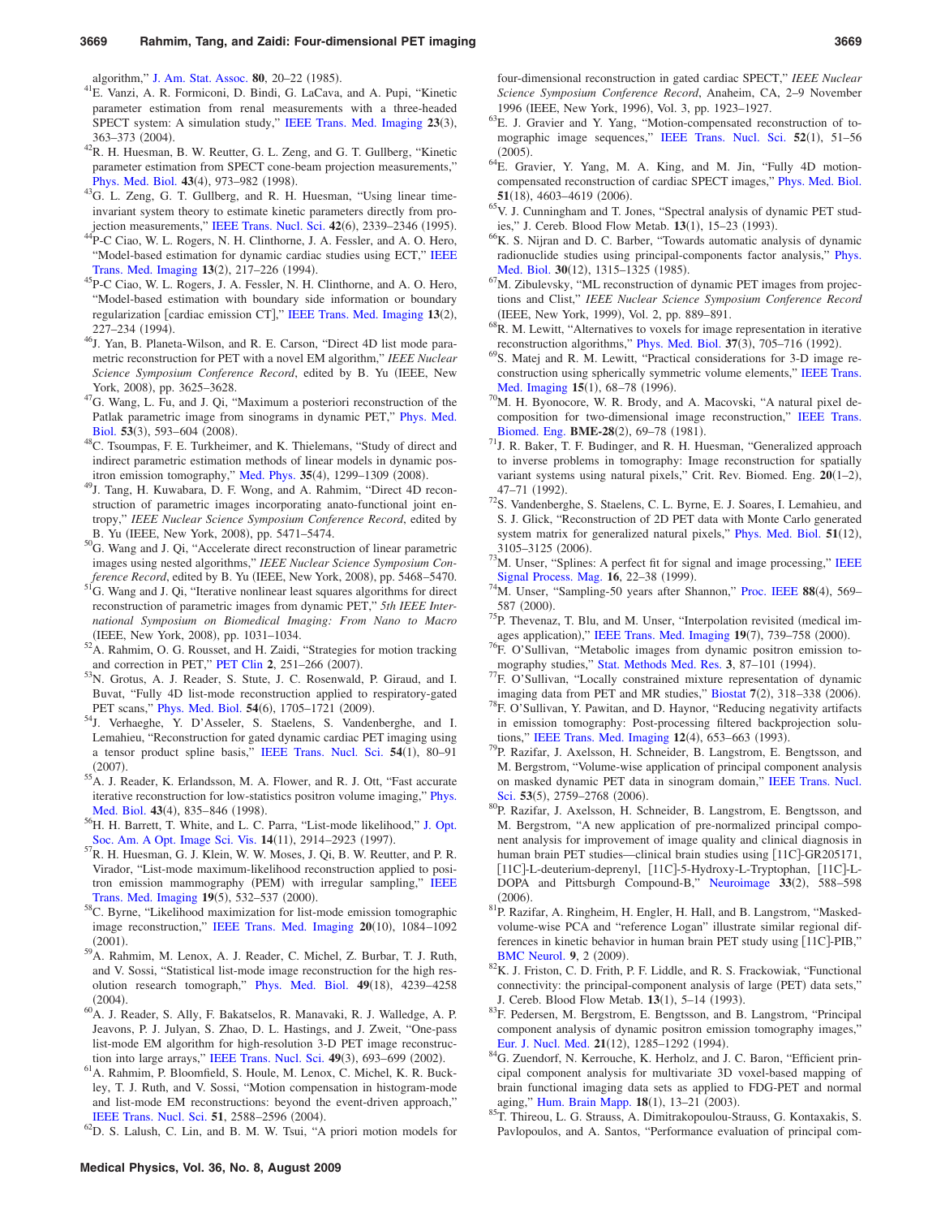algorithm," J. Am. Stat. Assoc. **80**, 20–22 (1985).

[41]E. Vanzi, A. R. Formiconi, D. Bindi, G. LaCava, and A. Pupi, "Kinetic parameter estimation from renal measurements with a three-headed SPECT system: A simulation study," IEEE Trans. Med. Imaging **23**(3), 363–373 (2004).

[42]R. H. Huesman, B. W. Reutter, G. L. Zeng, and G. T. Gullberg, "Kinetic parameter estimation from SPECT cone-beam projection measurements," Phys. Med. Biol. **43**(4), 973–982 (1998).

[43]G. L. Zeng, G. T. Gullberg, and R. H. Huesman, "Using linear time-invariant system theory to estimate kinetic parameters directly from projection measurements," IEEE Trans. Nucl. Sci. **42**(6), 2339–2346 (1995).

[44]P-C Ciao, W. L. Rogers, N. H. Clinthorne, J. A. Fessler, and A. O. Hero, "Model-based estimation for dynamic cardiac studies using ECT," IEEE Trans. Med. Imaging **13**(2), 217–226 (1994).

[45]P-C Ciao, W. L. Rogers, J. A. Fessler, N. H. Clinthorne, and A. O. Hero, "Model-based estimation with boundary side information or boundary regularization [cardiac emission CT]," IEEE Trans. Med. Imaging **13**(2), 227–234 (1994).

[46]J. Yan, B. Planeta-Wilson, and R. E. Carson, "Direct 4D list mode parametric reconstruction for PET with a novel EM algorithm," *IEEE Nuclear Science Symposium Conference Record*, edited by B. Yu (IEEE, New York, 2008), pp. 3625–3628.

[47]G. Wang, L. Fu, and J. Qi, "Maximum a posteriori reconstruction of the Patlak parametric image from sinograms in dynamic PET," Phys. Med. Biol. **53**(3), 593–604 (2008).

[48]C. Tsoumpas, F. E. Turkheimer, and K. Thielemans, "Study of direct and indirect parametric estimation methods of linear models in dynamic positron emission tomography," Med. Phys. **35**(4), 1299–1309 (2008).

[49]J. Tang, H. Kuwabara, D. F. Wong, and A. Rahmim, "Direct 4D reconstruction of parametric images incorporating anato-functional joint entropy," *IEEE Nuclear Science Symposium Conference Record*, edited by B. Yu (IEEE, New York, 2008), pp. 5471–5474.

[50]G. Wang and J. Qi, "Accelerate direct reconstruction of linear parametric images using nested algorithms," *IEEE Nuclear Science Symposium Conference Record*, edited by B. Yu (IEEE, New York, 2008), pp. 5468–5470.

[51]G. Wang and J. Qi, "Iterative nonlinear least squares algorithms for direct reconstruction of parametric images from dynamic PET," *5th IEEE International Symposium on Biomedical Imaging: From Nano to Macro* (IEEE, New York, 2008), pp. 1031–1034.

[52]A. Rahmim, O. G. Rousset, and H. Zaidi, "Strategies for motion tracking and correction in PET," PET Clin **2**, 251–266 (2007).

[53]N. Grotus, A. J. Reader, S. Stute, J. C. Rosenwald, P. Giraud, and I. Buvat, "Fully 4D list-mode reconstruction applied to respiratory-gated PET scans," Phys. Med. Biol. **54**(6), 1705–1721 (2009).

[54]J. Verhaeghe, Y. D'Asseler, S. Staelens, S. Vandenberghe, and I. Lemahieu, "Reconstruction for gated dynamic cardiac PET imaging using a tensor product spline basis," IEEE Trans. Nucl. Sci. **54**(1), 80–91 (2007).

[55]A. J. Reader, K. Erlandsson, M. A. Flower, and R. J. Ott, "Fast accurate iterative reconstruction for low-statistics positron volume imaging," Phys. Med. Biol. **43**(4), 835–846 (1998).

[56]H. H. Barrett, T. White, and L. C. Parra, "List-mode likelihood," J. Opt. Soc. Am. A Opt. Image Sci. Vis. **14**(11), 2914–2923 (1997).

[57]R. H. Huesman, G. J. Klein, W. W. Moses, J. Qi, B. W. Reutter, and P. R. Virador, "List-mode maximum-likelihood reconstruction applied to positron emission mammography (PEM) with irregular sampling," IEEE Trans. Med. Imaging **19**(5), 532–537 (2000).

[58]C. Byrne, "Likelihood maximization for list-mode emission tomographic image reconstruction," IEEE Trans. Med. Imaging **20**(10), 1084–1092 (2001).

[59]A. Rahmim, M. Lenox, A. J. Reader, C. Michel, Z. Burbar, T. J. Ruth, and V. Sossi, "Statistical list-mode image reconstruction for the high resolution research tomograph," Phys. Med. Biol. **49**(18), 4239–4258 (2004).

[60]A. J. Reader, S. Ally, F. Bakatselos, R. Manavaki, R. J. Walledge, A. P. Jeavons, P. J. Julyan, S. Zhao, D. L. Hastings, and J. Zweit, "One-pass list-mode EM algorithm for high-resolution 3-D PET image reconstruction into large arrays," IEEE Trans. Nucl. Sci. **49**(3), 693–699 (2002).

[61]A. Rahmim, P. Bloomfield, S. Houle, M. Lenox, C. Michel, K. R. Buckley, T. J. Ruth, and V. Sossi, "Motion compensation in histogram-mode and list-mode EM reconstructions: beyond the event-driven approach," IEEE Trans. Nucl. Sci. **51**, 2588–2596 (2004).

[62]D. S. Lalush, C. Lin, and B. M. W. Tsui, "A priori motion models for four-dimensional reconstruction in gated cardiac SPECT," *IEEE Nuclear Science Symposium Conference Record*, Anaheim, CA, 2–9 November 1996 (IEEE, New York, 1996), Vol. 3, pp. 1923–1927.

[63]E. J. Gravier and Y. Yang, "Motion-compensated reconstruction of tomographic image sequences," IEEE Trans. Nucl. Sci. **52**(1), 51–56 (2005).

[64]E. Gravier, Y. Yang, M. A. King, and M. Jin, "Fully 4D motion-compensated reconstruction of cardiac SPECT images," Phys. Med. Biol. **51**(18), 4603–4619 (2006).

[65]V. J. Cunningham and T. Jones, "Spectral analysis of dynamic PET studies," J. Cereb. Blood Flow Metab. **13**(1), 15–23 (1993).

[66]K. S. Nijran and D. C. Barber, "Towards automatic analysis of dynamic radionuclide studies using principal-components factor analysis," Phys. Med. Biol. **30**(12), 1315–1325 (1985).

[67]M. Zibulevsky, "ML reconstruction of dynamic PET images from projections and Clist," *IEEE Nuclear Science Symposium Conference Record* (IEEE, New York, 1999), Vol. 2, pp. 889–891.

[68]R. M. Lewitt, "Alternatives to voxels for image representation in iterative reconstruction algorithms," Phys. Med. Biol. **37**(3), 705–716 (1992).

[69]S. Matej and R. M. Lewitt, "Practical considerations for 3-D image reconstruction using spherically symmetric volume elements," IEEE Trans. Med. Imaging **15**(1), 68–78 (1996).

[70]M. H. Byonocore, W. R. Brody, and A. Macovski, "A natural pixel decomposition for two-dimensional image reconstruction," IEEE Trans. Biomed. Eng. **BME-28**(2), 69–78 (1981).

[71]J. R. Baker, T. F. Budinger, and R. H. Huesman, "Generalized approach to inverse problems in tomography: Image reconstruction for spatially variant systems using natural pixels," Crit. Rev. Biomed. Eng. **20**(1–2), 47–71 (1992).

[72]S. Vandenberghe, S. Staelens, C. L. Byrne, E. J. Soares, I. Lemahieu, and S. J. Glick, "Reconstruction of 2D PET data with Monte Carlo generated system matrix for generalized natural pixels," Phys. Med. Biol. **51**(12), 3105–3125 (2006).

[73]M. Unser, "Splines: A perfect fit for signal and image processing," IEEE Signal Process. Mag. **16**, 22–38 (1999).

[74]M. Unser, "Sampling-50 years after Shannon," Proc. IEEE **88**(4), 569–587 (2000).

[75]P. Thevenaz, T. Blu, and M. Unser, "Interpolation revisited (medical images application)," IEEE Trans. Med. Imaging **19**(7), 739–758 (2000).

[76]F. O'Sullivan, "Metabolic images from dynamic positron emission tomography studies," Stat. Methods Med. Res. **3**, 87–101 (1994).

[77]F. O'Sullivan, "Locally constrained mixture representation of dynamic imaging data from PET and MR studies," Biostat **7**(2), 318–338 (2006).

[78]F. O'Sullivan, Y. Pawitan, and D. Haynor, "Reducing negativity artifacts in emission tomography: Post-processing filtered backprojection solutions," IEEE Trans. Med. Imaging **12**(4), 653–663 (1993).

[79]P. Razifar, J. Axelsson, H. Schneider, B. Langstrom, E. Bengtsson, and M. Bergstrom, "Volume-wise application of principal component analysis on masked dynamic PET data in sinogram domain," IEEE Trans. Nucl. Sci. **53**(5), 2759–2768 (2006).

[80]P. Razifar, J. Axelsson, H. Schneider, B. Langstrom, E. Bengtsson, and M. Bergstrom, "A new application of pre-normalized principal component analysis for improvement of image quality and clinical diagnosis in human brain PET studies—clinical brain studies using [11C]-GR205171, [11C]-L-deuterium-deprenyl, [11C]-5-Hydroxy-L-Tryptophan, [11C]-L-DOPA and Pittsburgh Compound-B," Neuroimage **33**(2), 588–598 (2006).

[81]P. Razifar, A. Ringheim, H. Engler, H. Hall, and B. Langstrom, "Masked-volume-wise PCA and "reference Logan" illustrate similar regional differences in kinetic behavior in human brain PET study using [11C]-PIB," BMC Neurol. **9**, 2 (2009).

[82]K. J. Friston, C. D. Frith, P. F. Liddle, and R. S. Frackowiak, "Functional connectivity: the principal-component analysis of large (PET) data sets," J. Cereb. Blood Flow Metab. **13**(1), 5–14 (1993).

[83]F. Pedersen, M. Bergstrom, E. Bengtsson, and B. Langstrom, "Principal component analysis of dynamic positron emission tomography images," Eur. J. Nucl. Med. **21**(12), 1285–1292 (1994).

[84]G. Zuendorf, N. Kerrouche, K. Herholz, and J. C. Baron, "Efficient principal component analysis for multivariate 3D voxel-based mapping of brain functional imaging data sets as applied to FDG-PET and normal aging," Hum. Brain Mapp. **18**(1), 13–21 (2003).

[85]T. Thireou, L. G. Strauss, A. Dimitrakopoulou-Strauss, G. Kontaxakis, S. Pavlopoulos, and A. Santos, "Performance evaluation of principal com-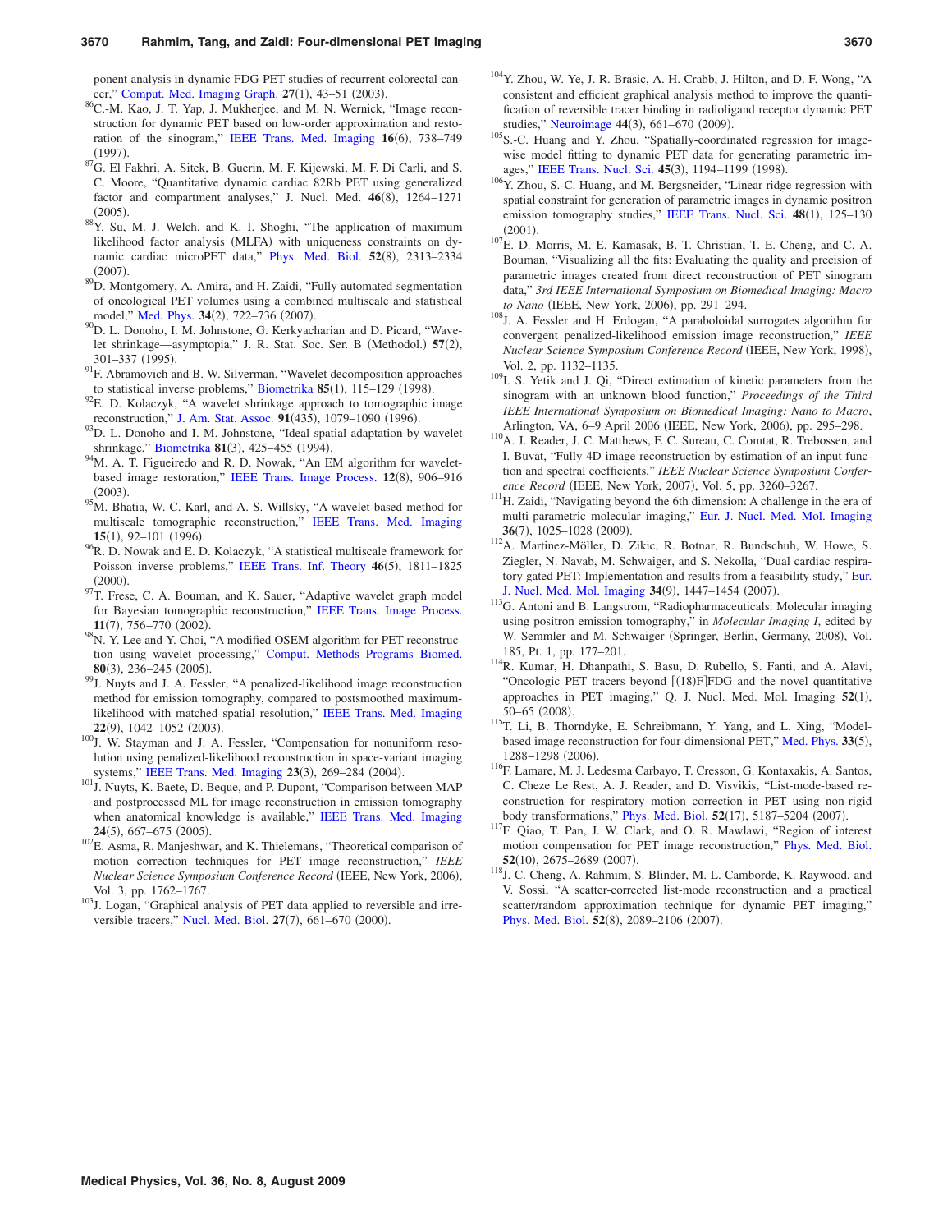ponent analysis in dynamic FDG-PET studies of recurrent colorectal cancer," Comput. Med. Imaging Graph. **27**(1), 43–51 (2003).

[86] C.-M. Kao, J. T. Yap, J. Mukherjee, and M. N. Wernick, "Image reconstruction for dynamic PET based on low-order approximation and restoration of the sinogram," IEEE Trans. Med. Imaging **16**(6), 738–749 (1997).

[87] G. El Fakhri, A. Sitek, B. Guerin, M. F. Kijewski, M. F. Di Carli, and S. C. Moore, "Quantitative dynamic cardiac 82Rb PET using generalized factor and compartment analyses," J. Nucl. Med. **46**(8), 1264–1271 (2005).

[88] Y. Su, M. J. Welch, and K. I. Shoghi, "The application of maximum likelihood factor analysis (MLFA) with uniqueness constraints on dynamic cardiac microPET data," Phys. Med. Biol. **52**(8), 2313–2334 (2007).

[89] D. Montgomery, A. Amira, and H. Zaidi, "Fully automated segmentation of oncological PET volumes using a combined multiscale and statistical model," Med. Phys. **34**(2), 722–736 (2007).

[90] D. L. Donoho, I. M. Johnstone, G. Kerkyacharian and D. Picard, "Wavelet shrinkage—asymptopia," J. R. Stat. Soc. Ser. B (Methodol.) **57**(2), 301–337 (1995).

[91] F. Abramovich and B. W. Silverman, "Wavelet decomposition approaches to statistical inverse problems," Biometrika **85**(1), 115–129 (1998).

[92] E. D. Kolaczyk, "A wavelet shrinkage approach to tomographic image reconstruction," J. Am. Stat. Assoc. **91**(435), 1079–1090 (1996).

[93] D. L. Donoho and I. M. Johnstone, "Ideal spatial adaptation by wavelet shrinkage," Biometrika **81**(3), 425–455 (1994).

[94] M. A. T. Figueiredo and R. D. Nowak, "An EM algorithm for wavelet-based image restoration," IEEE Trans. Image Process. **12**(8), 906–916 (2003).

[95] M. Bhatia, W. C. Karl, and A. S. Willsky, "A wavelet-based method for multiscale tomographic reconstruction," IEEE Trans. Med. Imaging **15**(1), 92–101 (1996).

[96] R. D. Nowak and E. D. Kolaczyk, "A statistical multiscale framework for Poisson inverse problems," IEEE Trans. Inf. Theory **46**(5), 1811–1825 (2000).

[97] T. Frese, C. A. Bouman, and K. Sauer, "Adaptive wavelet graph model for Bayesian tomographic reconstruction," IEEE Trans. Image Process. **11**(7), 756–770 (2002).

[98] N. Y. Lee and Y. Choi, "A modified OSEM algorithm for PET reconstruction using wavelet processing," Comput. Methods Programs Biomed. **80**(3), 236–245 (2005).

[99] J. Nuyts and J. A. Fessler, "A penalized-likelihood image reconstruction method for emission tomography, compared to postsmoothed maximum-likelihood with matched spatial resolution," IEEE Trans. Med. Imaging **22**(9), 1042–1052 (2003).

[100] J. W. Stayman and J. A. Fessler, "Compensation for nonuniform resolution using penalized-likelihood reconstruction in space-variant imaging systems," IEEE Trans. Med. Imaging **23**(3), 269–284 (2004).

[101] J. Nuyts, K. Baete, D. Beque, and P. Dupont, "Comparison between MAP and postprocessed ML for image reconstruction in emission tomography when anatomical knowledge is available," IEEE Trans. Med. Imaging **24**(5), 667–675 (2005).

[102] E. Asma, R. Manjeshwar, and K. Thielemans, "Theoretical comparison of motion correction techniques for PET image reconstruction," *IEEE Nuclear Science Symposium Conference Record* (IEEE, New York, 2006), Vol. 3, pp. 1762–1767.

[103] J. Logan, "Graphical analysis of PET data applied to reversible and irreversible tracers," Nucl. Med. Biol. **27**(7), 661–670 (2000).

[104] Y. Zhou, W. Ye, J. R. Brasic, A. H. Crabb, J. Hilton, and D. F. Wong, "A consistent and efficient graphical analysis method to improve the quantification of reversible tracer binding in radioligand receptor dynamic PET studies," Neuroimage **44**(3), 661–670 (2009).

[105] S.-C. Huang and Y. Zhou, "Spatially-coordinated regression for image-wise model fitting to dynamic PET data for generating parametric images," IEEE Trans. Nucl. Sci. **45**(3), 1194–1199 (1998).

[106] Y. Zhou, S.-C. Huang, and M. Bergsneider, "Linear ridge regression with spatial constraint for generation of parametric images in dynamic positron emission tomography studies," IEEE Trans. Nucl. Sci. **48**(1), 125–130 (2001).

[107] E. D. Morris, M. E. Kamasak, B. T. Christian, T. E. Cheng, and C. A. Bouman, "Visualizing all the fits: Evaluating the quality and precision of parametric images created from direct reconstruction of PET sinogram data," *3rd IEEE International Symposium on Biomedical Imaging: Macro to Nano* (IEEE, New York, 2006), pp. 291–294.

[108] J. A. Fessler and H. Erdogan, "A paraboloidal surrogates algorithm for convergent penalized-likelihood emission image reconstruction," *IEEE Nuclear Science Symposium Conference Record* (IEEE, New York, 1998), Vol. 2, pp. 1132–1135.

[109] I. S. Yetik and J. Qi, "Direct estimation of kinetic parameters from the sinogram with an unknown blood function," *Proceedings of the Third IEEE International Symposium on Biomedical Imaging: Nano to Macro*, Arlington, VA, 6–9 April 2006 (IEEE, New York, 2006), pp. 295–298.

[110] A. J. Reader, J. C. Matthews, F. C. Sureau, C. Comtat, R. Trebossen, and I. Buvat, "Fully 4D image reconstruction by estimation of an input function and spectral coefficients," *IEEE Nuclear Science Symposium Conference Record* (IEEE, New York, 2007), Vol. 5, pp. 3260–3267.

[111] H. Zaidi, "Navigating beyond the 6th dimension: A challenge in the era of multi-parametric molecular imaging," Eur. J. Nucl. Med. Mol. Imaging **36**(7), 1025–1028 (2009).

[112] A. Martinez-Möller, D. Zikic, R. Botnar, R. Bundschuh, W. Howe, S. Ziegler, N. Navab, M. Schwaiger, and S. Nekolla, "Dual cardiac respiratory gated PET: Implementation and results from a feasibility study," Eur. J. Nucl. Med. Mol. Imaging **34**(9), 1447–1454 (2007).

[113] G. Antoni and B. Langstrom, "Radiopharmaceuticals: Molecular imaging using positron emission tomography," in *Molecular Imaging I*, edited by W. Semmler and M. Schwaiger (Springer, Berlin, Germany, 2008), Vol. 185, Pt. 1, pp. 177–201.

[114] R. Kumar, H. Dhanpathi, S. Basu, D. Rubello, S. Fanti, and A. Alavi, "Oncologic PET tracers beyond [(18)F]FDG and the novel quantitative approaches in PET imaging," Q. J. Nucl. Med. Mol. Imaging **52**(1), 50–65 (2008).

[115] T. Li, B. Thorndyke, E. Schreibmann, Y. Yang, and L. Xing, "Model-based image reconstruction for four-dimensional PET," Med. Phys. **33**(5), 1288–1298 (2006).

[116] F. Lamare, M. J. Ledesma Carbayo, T. Cresson, G. Kontaxakis, A. Santos, C. Cheze Le Rest, A. J. Reader, and D. Visvikis, "List-mode-based reconstruction for respiratory motion correction in PET using non-rigid body transformations," Phys. Med. Biol. **52**(17), 5187–5204 (2007).

[117] F. Qiao, T. Pan, J. W. Clark, and O. R. Mawlawi, "Region of interest motion compensation for PET image reconstruction," Phys. Med. Biol. **52**(10), 2675–2689 (2007).

[118] J. C. Cheng, A. Rahmim, S. Blinder, M. L. Camborde, K. Raywood, and V. Sossi, "A scatter-corrected list-mode reconstruction and a practical scatter/random approximation technique for dynamic PET imaging," Phys. Med. Biol. **52**(8), 2089–2106 (2007).